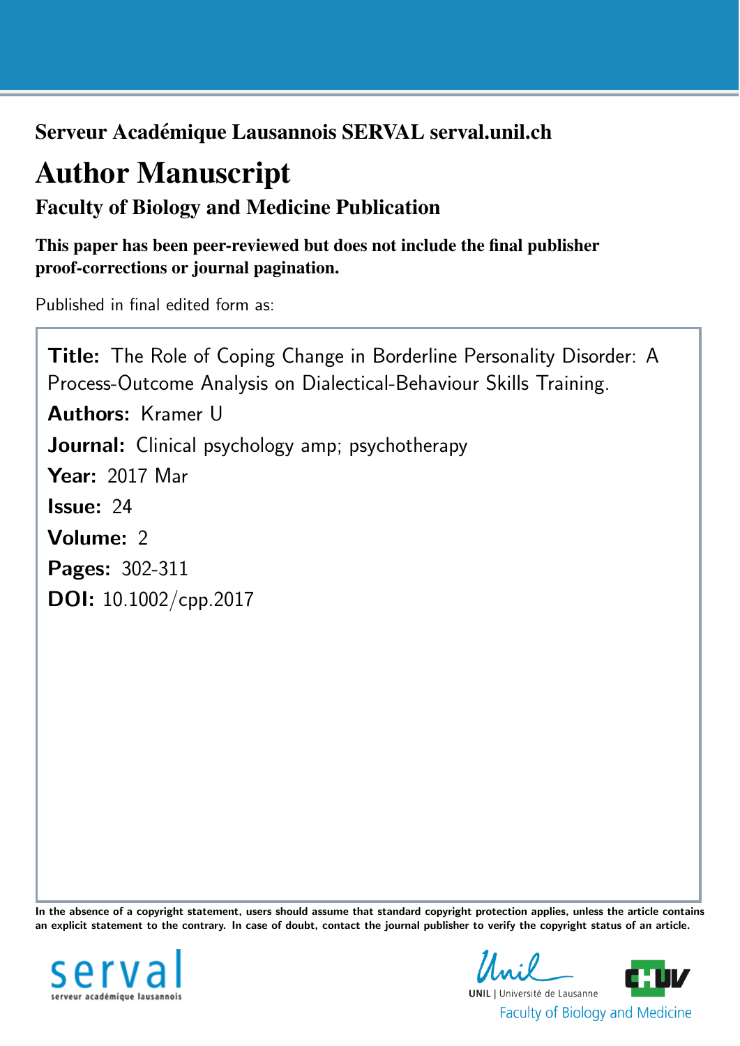**Serveur Académique Lausannois SERVAL serval.unil.ch**

# Author Manuscript

## Faculty of Biology and Medicine Publication

**This paper has been peer-reviewed but does not include the final publisher proof-corrections or journal pagination.**

Published in final edited form as:

**Title:** The Role of Coping Change in Borderline Personality Disorder: A Process-Outcome Analysis on Dialectical-Behaviour Skills Training.

**Authors:** Kramer U

**Journal:** Clinical psychology amp; psychotherapy

**Year:** 2017 Mar

**Issue:** 24

**Volume:** 2

**Pages:** 302-311

**DOI:** 10.1002/cpp.2017

**In the absence of a copyright statement, users should assume that standard copyright protection applies, unless the article contains an explicit statement to the contrary. In case of doubt, contact the journal publisher to verify the copyright status of an article.**

serval
serveur académique lausannois

UNIL | Université de Lausanne

Faculty of Biology and Medicine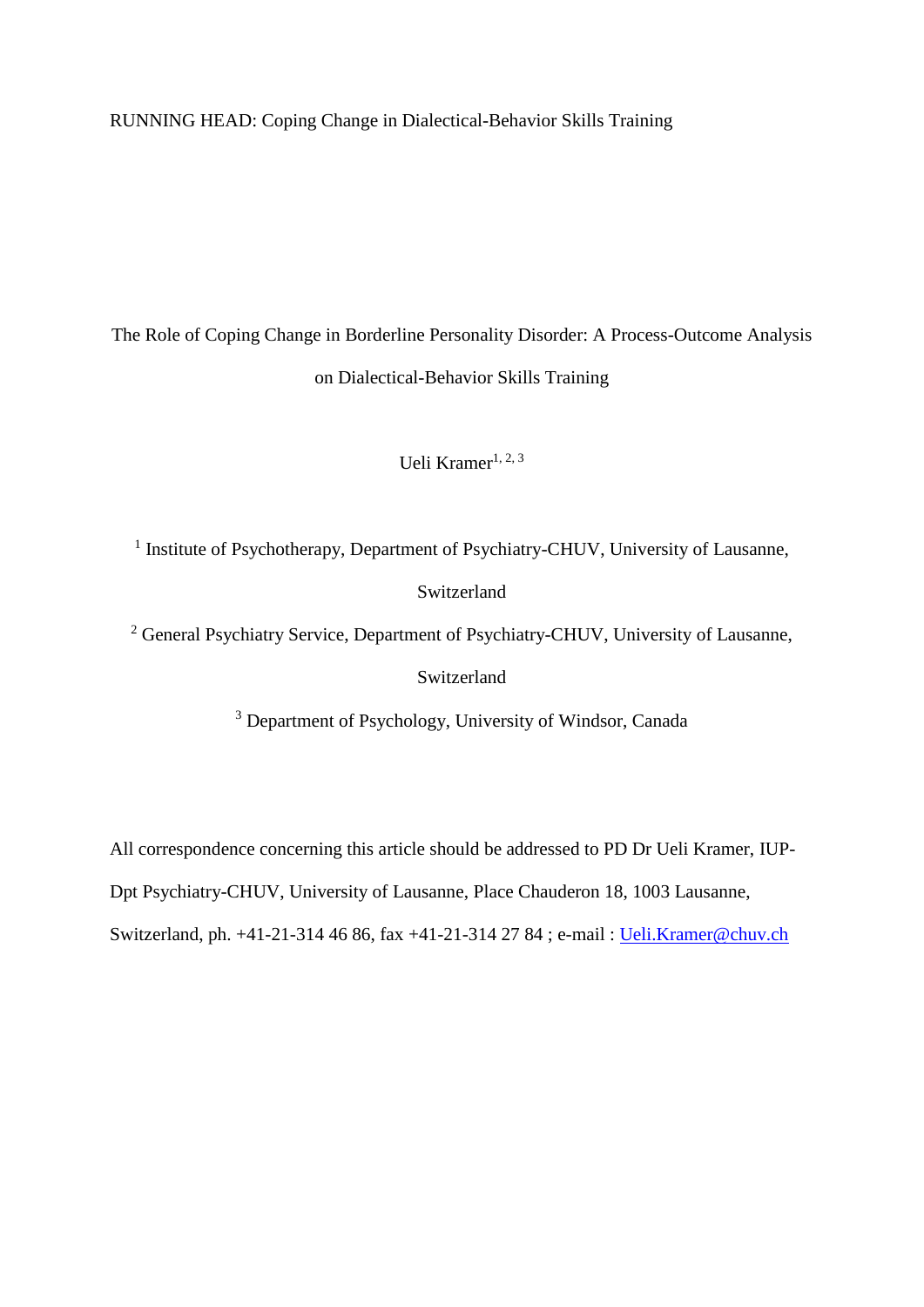RUNNING HEAD: Coping Change in Dialectical-Behavior Skills Training

# The Role of Coping Change in Borderline Personality Disorder: A Process-Outcome Analysis on Dialectical-Behavior Skills Training

Ueli Kramer[1, 2, 3]

[1] Institute of Psychotherapy, Department of Psychiatry-CHUV, University of Lausanne, Switzerland

[2] General Psychiatry Service, Department of Psychiatry-CHUV, University of Lausanne, Switzerland

[3] Department of Psychology, University of Windsor, Canada

All correspondence concerning this article should be addressed to PD Dr Ueli Kramer, IUP-Dpt Psychiatry-CHUV, University of Lausanne, Place Chauderon 18, 1003 Lausanne, Switzerland, ph. +41-21-314 46 86, fax +41-21-314 27 84 ; e-mail : Ueli.Kramer@chuv.ch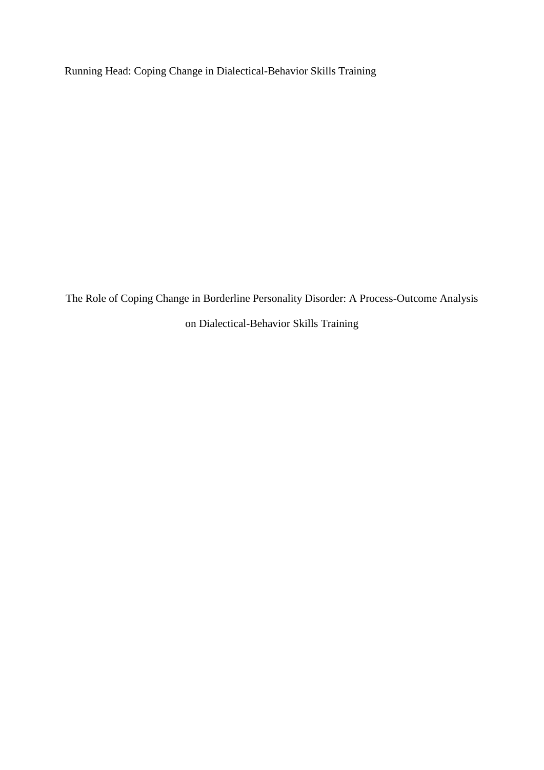Running Head: Coping Change in Dialectical-Behavior Skills Training

# The Role of Coping Change in Borderline Personality Disorder: A Process-Outcome Analysis on Dialectical-Behavior Skills Training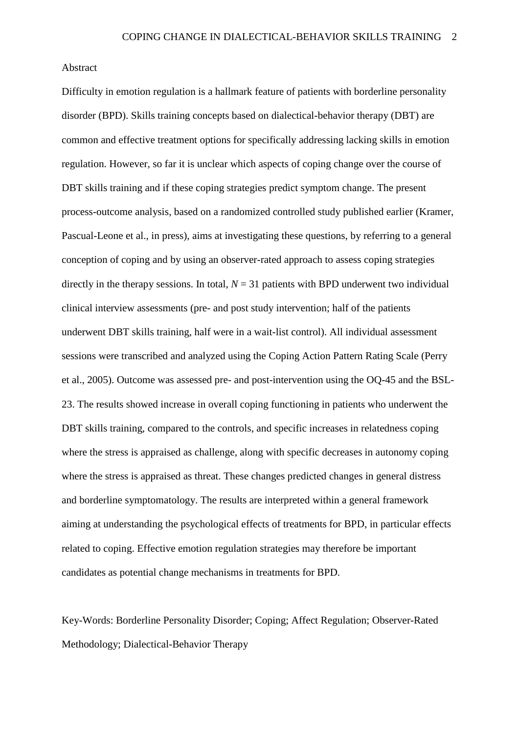## Abstract

Difficulty in emotion regulation is a hallmark feature of patients with borderline personality disorder (BPD). Skills training concepts based on dialectical-behavior therapy (DBT) are common and effective treatment options for specifically addressing lacking skills in emotion regulation. However, so far it is unclear which aspects of coping change over the course of DBT skills training and if these coping strategies predict symptom change. The present process-outcome analysis, based on a randomized controlled study published earlier (Kramer, Pascual-Leone et al., in press), aims at investigating these questions, by referring to a general conception of coping and by using an observer-rated approach to assess coping strategies directly in the therapy sessions. In total, $N = 31$ patients with BPD underwent two individual clinical interview assessments (pre- and post study intervention; half of the patients underwent DBT skills training, half were in a wait-list control). All individual assessment sessions were transcribed and analyzed using the Coping Action Pattern Rating Scale (Perry et al., 2005). Outcome was assessed pre- and post-intervention using the OQ-45 and the BSL-23. The results showed increase in overall coping functioning in patients who underwent the DBT skills training, compared to the controls, and specific increases in relatedness coping where the stress is appraised as challenge, along with specific decreases in autonomy coping where the stress is appraised as threat. These changes predicted changes in general distress and borderline symptomatology. The results are interpreted within a general framework aiming at understanding the psychological effects of treatments for BPD, in particular effects related to coping. Effective emotion regulation strategies may therefore be important candidates as potential change mechanisms in treatments for BPD.

Key-Words: Borderline Personality Disorder; Coping; Affect Regulation; Observer-Rated Methodology; Dialectical-Behavior Therapy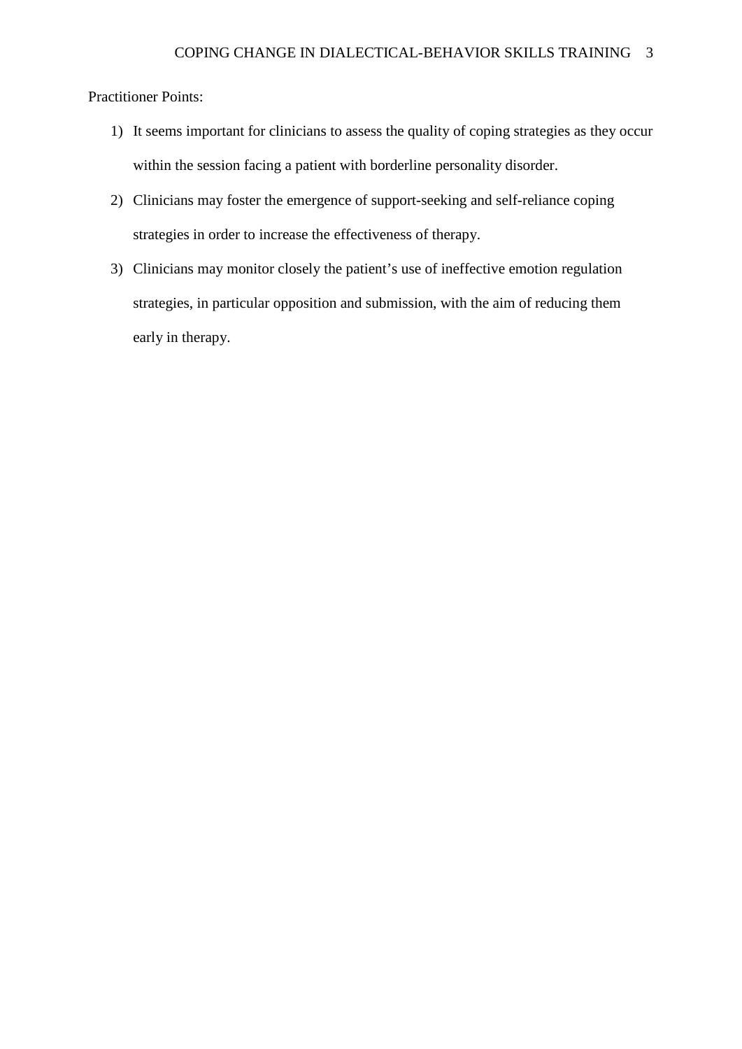Practitioner Points:

1) It seems important for clinicians to assess the quality of coping strategies as they occur within the session facing a patient with borderline personality disorder.
2) Clinicians may foster the emergence of support-seeking and self-reliance coping strategies in order to increase the effectiveness of therapy.
3) Clinicians may monitor closely the patient's use of ineffective emotion regulation strategies, in particular opposition and submission, with the aim of reducing them early in therapy.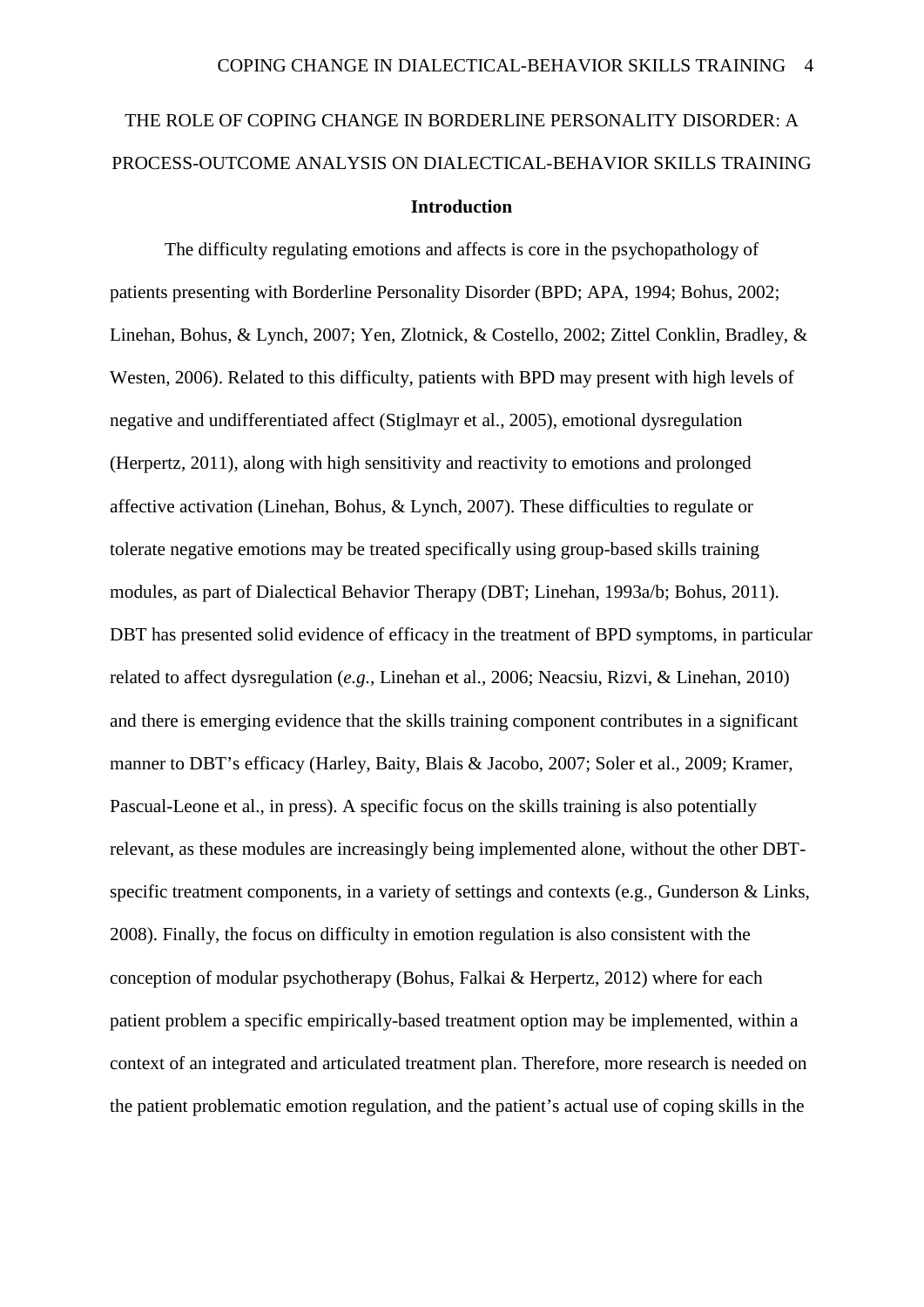# THE ROLE OF COPING CHANGE IN BORDERLINE PERSONALITY DISORDER: A PROCESS-OUTCOME ANALYSIS ON DIALECTICAL-BEHAVIOR SKILLS TRAINING

## Introduction

The difficulty regulating emotions and affects is core in the psychopathology of patients presenting with Borderline Personality Disorder (BPD; APA, 1994; Bohus, 2002; Linehan, Bohus, & Lynch, 2007; Yen, Zlotnick, & Costello, 2002; Zittel Conklin, Bradley, & Westen, 2006). Related to this difficulty, patients with BPD may present with high levels of negative and undifferentiated affect (Stiglmayr et al., 2005), emotional dysregulation (Herpertz, 2011), along with high sensitivity and reactivity to emotions and prolonged affective activation (Linehan, Bohus, & Lynch, 2007). These difficulties to regulate or tolerate negative emotions may be treated specifically using group-based skills training modules, as part of Dialectical Behavior Therapy (DBT; Linehan, 1993a/b; Bohus, 2011). DBT has presented solid evidence of efficacy in the treatment of BPD symptoms, in particular related to affect dysregulation (*e.g.*, Linehan et al., 2006; Neacsiu, Rizvi, & Linehan, 2010) and there is emerging evidence that the skills training component contributes in a significant manner to DBT's efficacy (Harley, Baity, Blais & Jacobo, 2007; Soler et al., 2009; Kramer, Pascual-Leone et al., in press). A specific focus on the skills training is also potentially relevant, as these modules are increasingly being implemented alone, without the other DBT-specific treatment components, in a variety of settings and contexts (e.g., Gunderson & Links, 2008). Finally, the focus on difficulty in emotion regulation is also consistent with the conception of modular psychotherapy (Bohus, Falkai & Herpertz, 2012) where for each patient problem a specific empirically-based treatment option may be implemented, within a context of an integrated and articulated treatment plan. Therefore, more research is needed on the patient problematic emotion regulation, and the patient's actual use of coping skills in the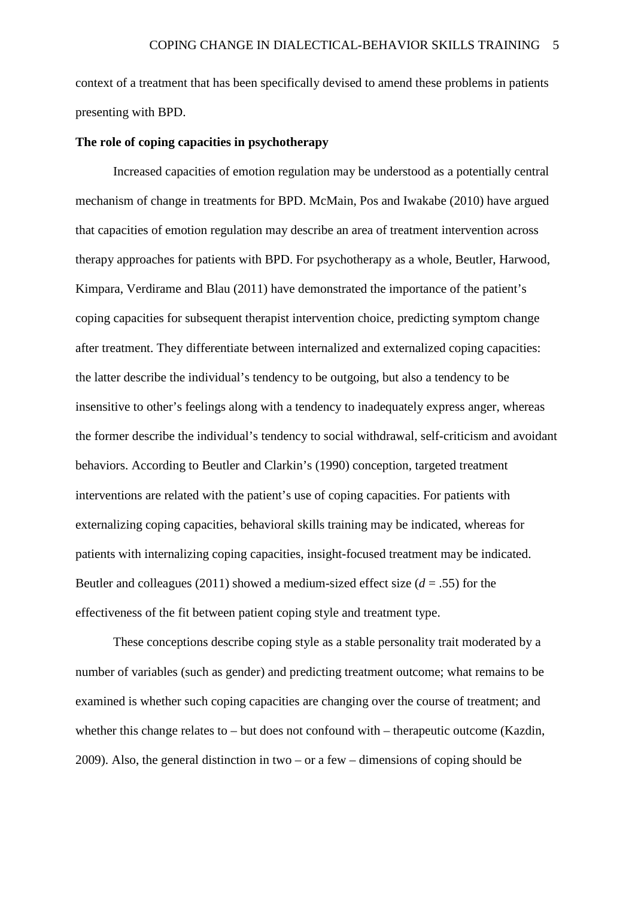context of a treatment that has been specifically devised to amend these problems in patients presenting with BPD.

**The role of coping capacities in psychotherapy**

Increased capacities of emotion regulation may be understood as a potentially central mechanism of change in treatments for BPD. McMain, Pos and Iwakabe (2010) have argued that capacities of emotion regulation may describe an area of treatment intervention across therapy approaches for patients with BPD. For psychotherapy as a whole, Beutler, Harwood, Kimpara, Verdirame and Blau (2011) have demonstrated the importance of the patient's coping capacities for subsequent therapist intervention choice, predicting symptom change after treatment. They differentiate between internalized and externalized coping capacities: the latter describe the individual's tendency to be outgoing, but also a tendency to be insensitive to other's feelings along with a tendency to inadequately express anger, whereas the former describe the individual's tendency to social withdrawal, self-criticism and avoidant behaviors. According to Beutler and Clarkin's (1990) conception, targeted treatment interventions are related with the patient's use of coping capacities. For patients with externalizing coping capacities, behavioral skills training may be indicated, whereas for patients with internalizing coping capacities, insight-focused treatment may be indicated. Beutler and colleagues (2011) showed a medium-sized effect size ($d$ = .55) for the effectiveness of the fit between patient coping style and treatment type.

These conceptions describe coping style as a stable personality trait moderated by a number of variables (such as gender) and predicting treatment outcome; what remains to be examined is whether such coping capacities are changing over the course of treatment; and whether this change relates to – but does not confound with – therapeutic outcome (Kazdin, 2009). Also, the general distinction in two – or a few – dimensions of coping should be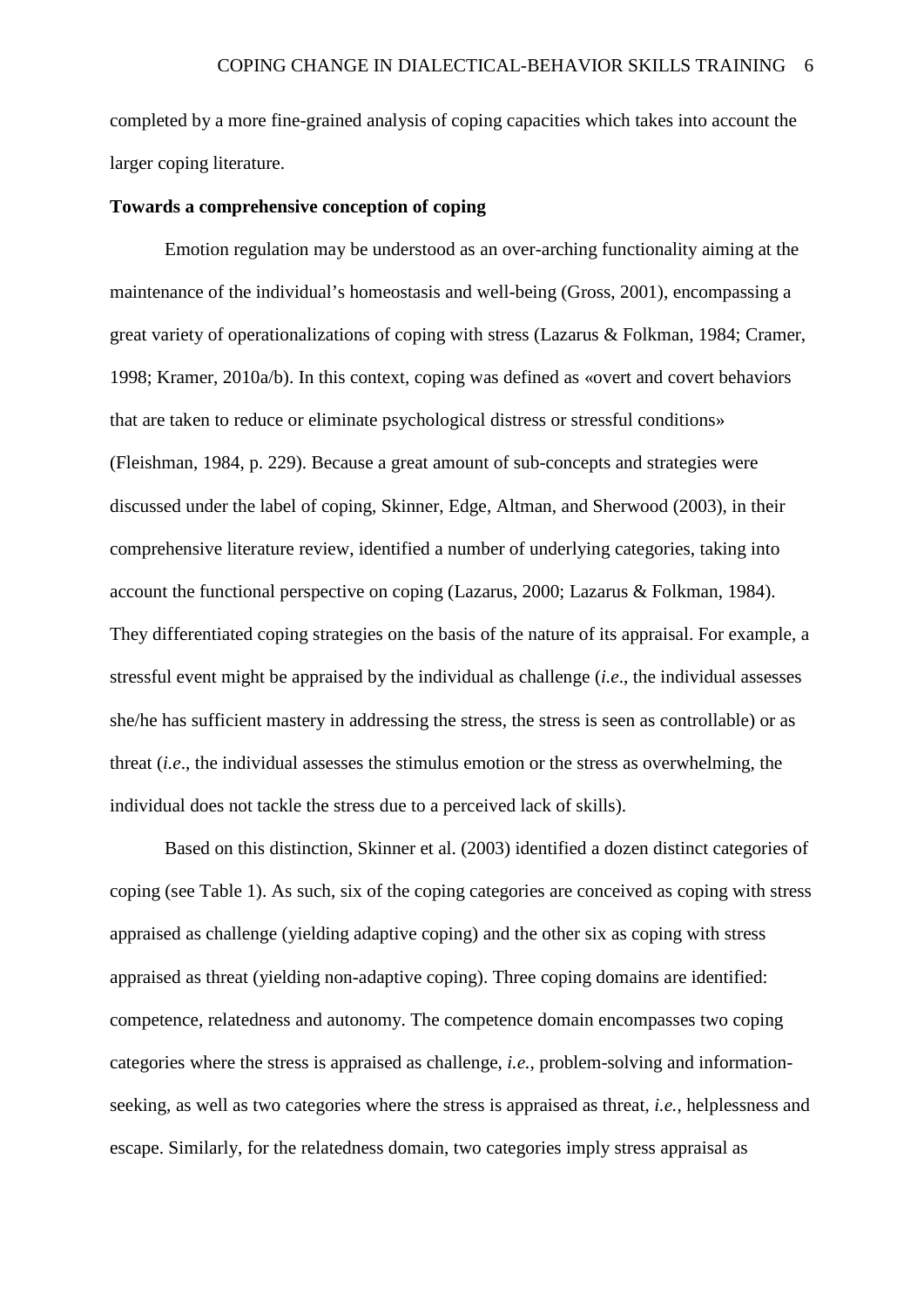completed by a more fine-grained analysis of coping capacities which takes into account the larger coping literature.

**Towards a comprehensive conception of coping**

Emotion regulation may be understood as an over-arching functionality aiming at the maintenance of the individual's homeostasis and well-being (Gross, 2001), encompassing a great variety of operationalizations of coping with stress (Lazarus & Folkman, 1984; Cramer, 1998; Kramer, 2010a/b). In this context, coping was defined as «overt and covert behaviors that are taken to reduce or eliminate psychological distress or stressful conditions» (Fleishman, 1984, p. 229). Because a great amount of sub-concepts and strategies were discussed under the label of coping, Skinner, Edge, Altman, and Sherwood (2003), in their comprehensive literature review, identified a number of underlying categories, taking into account the functional perspective on coping (Lazarus, 2000; Lazarus & Folkman, 1984). They differentiated coping strategies on the basis of the nature of its appraisal. For example, a stressful event might be appraised by the individual as challenge (*i.e*., the individual assesses she/he has sufficient mastery in addressing the stress, the stress is seen as controllable) or as threat (*i.e*., the individual assesses the stimulus emotion or the stress as overwhelming, the individual does not tackle the stress due to a perceived lack of skills).

Based on this distinction, Skinner et al. (2003) identified a dozen distinct categories of coping (see Table 1). As such, six of the coping categories are conceived as coping with stress appraised as challenge (yielding adaptive coping) and the other six as coping with stress appraised as threat (yielding non-adaptive coping). Three coping domains are identified: competence, relatedness and autonomy. The competence domain encompasses two coping categories where the stress is appraised as challenge, *i.e.*, problem-solving and information-seeking, as well as two categories where the stress is appraised as threat, *i.e.*, helplessness and escape. Similarly, for the relatedness domain, two categories imply stress appraisal as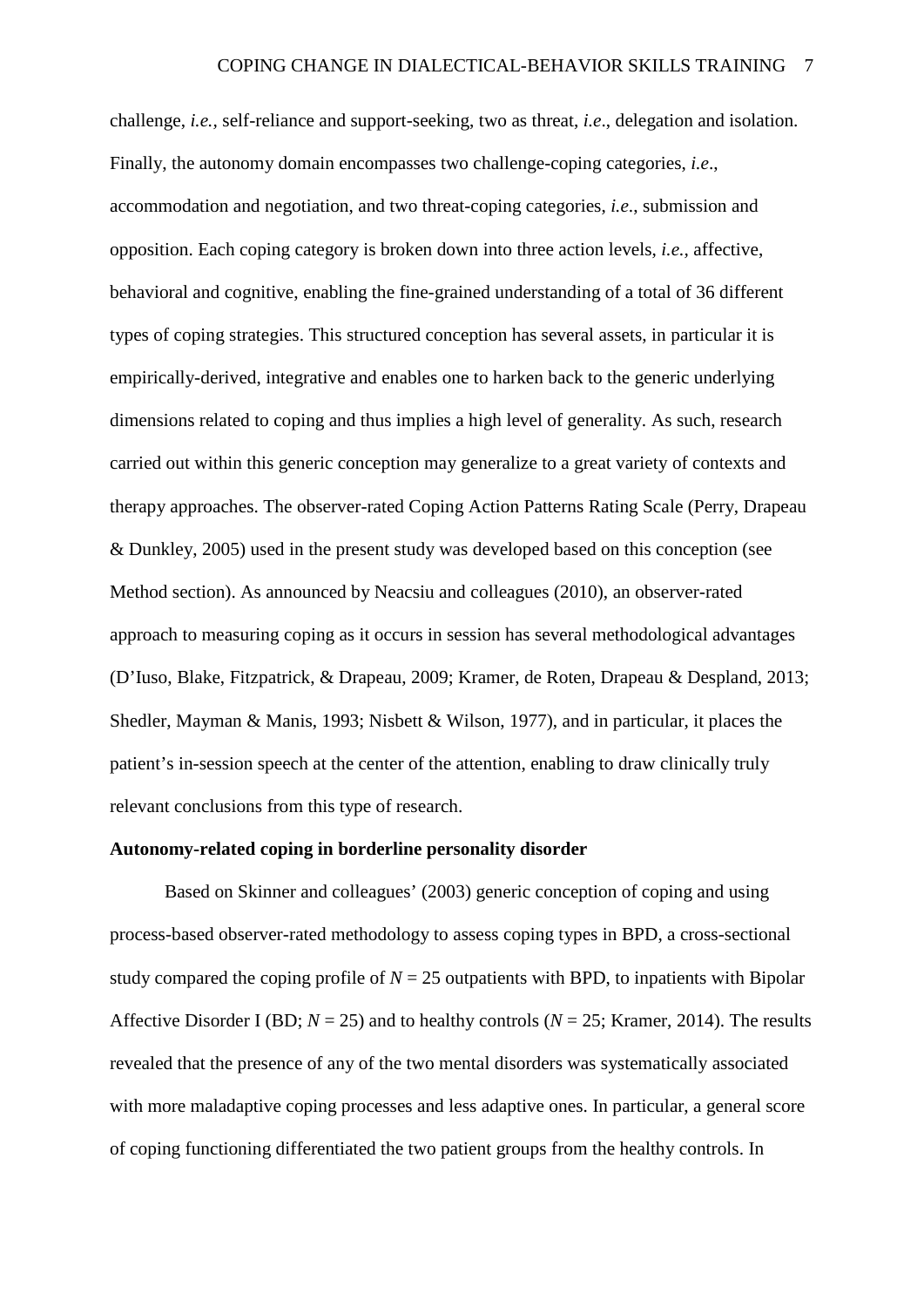challenge, *i.e.*, self-reliance and support-seeking, two as threat, *i.e*., delegation and isolation. Finally, the autonomy domain encompasses two challenge-coping categories, *i.e*., accommodation and negotiation, and two threat-coping categories, *i.e*., submission and opposition. Each coping category is broken down into three action levels, *i.e.*, affective, behavioral and cognitive, enabling the fine-grained understanding of a total of 36 different types of coping strategies. This structured conception has several assets, in particular it is empirically-derived, integrative and enables one to harken back to the generic underlying dimensions related to coping and thus implies a high level of generality. As such, research carried out within this generic conception may generalize to a great variety of contexts and therapy approaches. The observer-rated Coping Action Patterns Rating Scale (Perry, Drapeau & Dunkley, 2005) used in the present study was developed based on this conception (see Method section). As announced by Neacsiu and colleagues (2010), an observer-rated approach to measuring coping as it occurs in session has several methodological advantages (D'Iuso, Blake, Fitzpatrick, & Drapeau, 2009; Kramer, de Roten, Drapeau & Despland, 2013; Shedler, Mayman & Manis, 1993; Nisbett & Wilson, 1977), and in particular, it places the patient's in-session speech at the center of the attention, enabling to draw clinically truly relevant conclusions from this type of research.

**Autonomy-related coping in borderline personality disorder**

Based on Skinner and colleagues' (2003) generic conception of coping and using process-based observer-rated methodology to assess coping types in BPD, a cross-sectional study compared the coping profile of $N = 25$ outpatients with BPD, to inpatients with Bipolar Affective Disorder I (BD; $N = 25$) and to healthy controls ($N = 25$; Kramer, 2014). The results revealed that the presence of any of the two mental disorders was systematically associated with more maladaptive coping processes and less adaptive ones. In particular, a general score of coping functioning differentiated the two patient groups from the healthy controls. In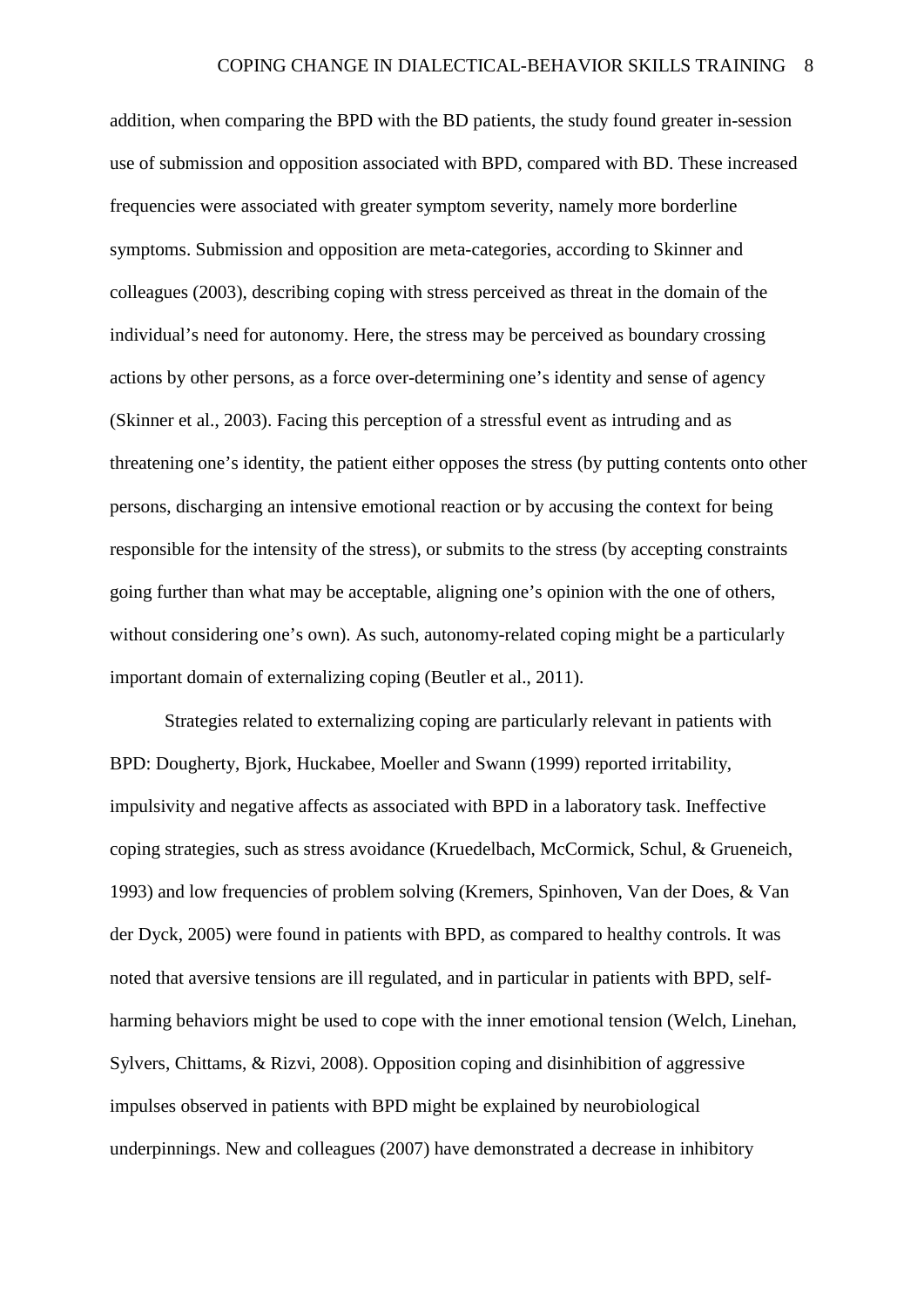addition, when comparing the BPD with the BD patients, the study found greater in-session use of submission and opposition associated with BPD, compared with BD. These increased frequencies were associated with greater symptom severity, namely more borderline symptoms. Submission and opposition are meta-categories, according to Skinner and colleagues (2003), describing coping with stress perceived as threat in the domain of the individual's need for autonomy. Here, the stress may be perceived as boundary crossing actions by other persons, as a force over-determining one's identity and sense of agency (Skinner et al., 2003). Facing this perception of a stressful event as intruding and as threatening one's identity, the patient either opposes the stress (by putting contents onto other persons, discharging an intensive emotional reaction or by accusing the context for being responsible for the intensity of the stress), or submits to the stress (by accepting constraints going further than what may be acceptable, aligning one's opinion with the one of others, without considering one's own). As such, autonomy-related coping might be a particularly important domain of externalizing coping (Beutler et al., 2011).

Strategies related to externalizing coping are particularly relevant in patients with BPD: Dougherty, Bjork, Huckabee, Moeller and Swann (1999) reported irritability, impulsivity and negative affects as associated with BPD in a laboratory task. Ineffective coping strategies, such as stress avoidance (Kruedelbach, McCormick, Schul, & Grueneich, 1993) and low frequencies of problem solving (Kremers, Spinhoven, Van der Does, & Van der Dyck, 2005) were found in patients with BPD, as compared to healthy controls. It was noted that aversive tensions are ill regulated, and in particular in patients with BPD, self-harming behaviors might be used to cope with the inner emotional tension (Welch, Linehan, Sylvers, Chittams, & Rizvi, 2008). Opposition coping and disinhibition of aggressive impulses observed in patients with BPD might be explained by neurobiological underpinnings. New and colleagues (2007) have demonstrated a decrease in inhibitory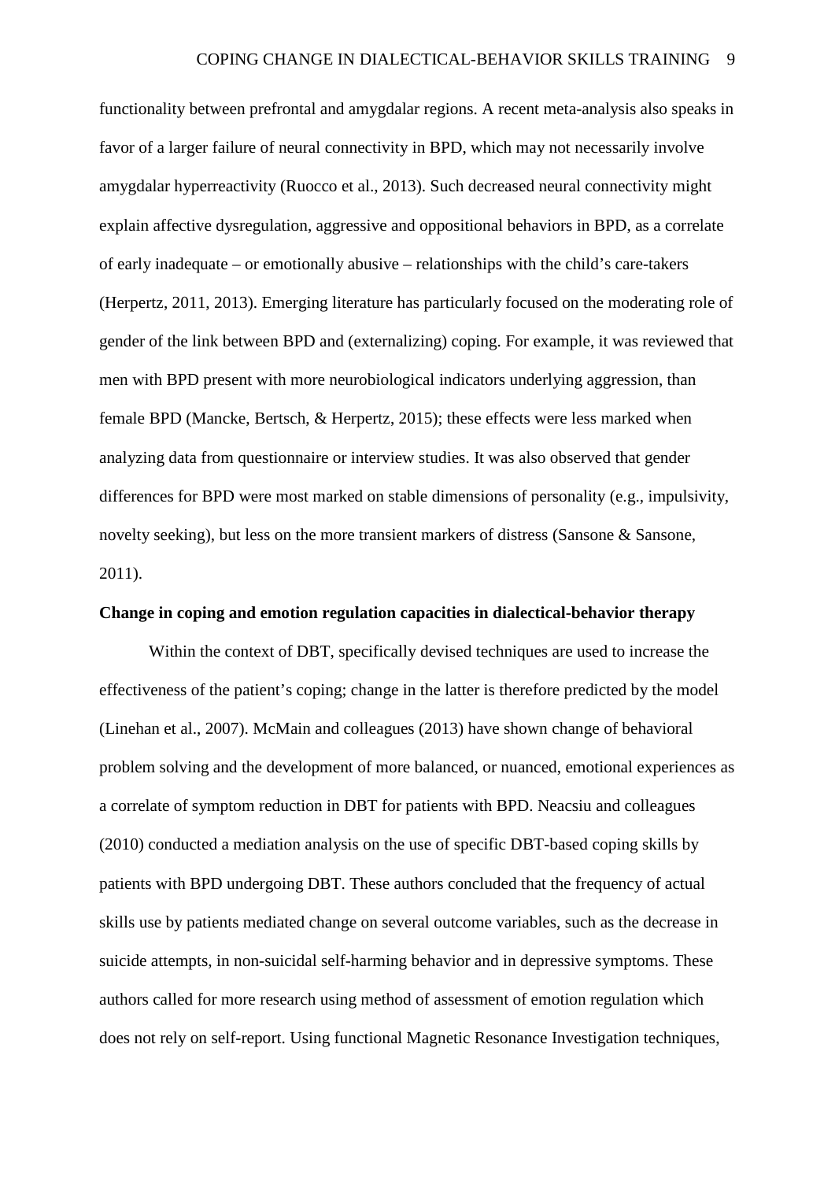functionality between prefrontal and amygdalar regions. A recent meta-analysis also speaks in favor of a larger failure of neural connectivity in BPD, which may not necessarily involve amygdalar hyperreactivity (Ruocco et al., 2013). Such decreased neural connectivity might explain affective dysregulation, aggressive and oppositional behaviors in BPD, as a correlate of early inadequate – or emotionally abusive – relationships with the child's care-takers (Herpertz, 2011, 2013). Emerging literature has particularly focused on the moderating role of gender of the link between BPD and (externalizing) coping. For example, it was reviewed that men with BPD present with more neurobiological indicators underlying aggression, than female BPD (Mancke, Bertsch, & Herpertz, 2015); these effects were less marked when analyzing data from questionnaire or interview studies. It was also observed that gender differences for BPD were most marked on stable dimensions of personality (e.g., impulsivity, novelty seeking), but less on the more transient markers of distress (Sansone & Sansone, 2011).

**Change in coping and emotion regulation capacities in dialectical-behavior therapy**

Within the context of DBT, specifically devised techniques are used to increase the effectiveness of the patient's coping; change in the latter is therefore predicted by the model (Linehan et al., 2007). McMain and colleagues (2013) have shown change of behavioral problem solving and the development of more balanced, or nuanced, emotional experiences as a correlate of symptom reduction in DBT for patients with BPD. Neacsiu and colleagues (2010) conducted a mediation analysis on the use of specific DBT-based coping skills by patients with BPD undergoing DBT. These authors concluded that the frequency of actual skills use by patients mediated change on several outcome variables, such as the decrease in suicide attempts, in non-suicidal self-harming behavior and in depressive symptoms. These authors called for more research using method of assessment of emotion regulation which does not rely on self-report. Using functional Magnetic Resonance Investigation techniques,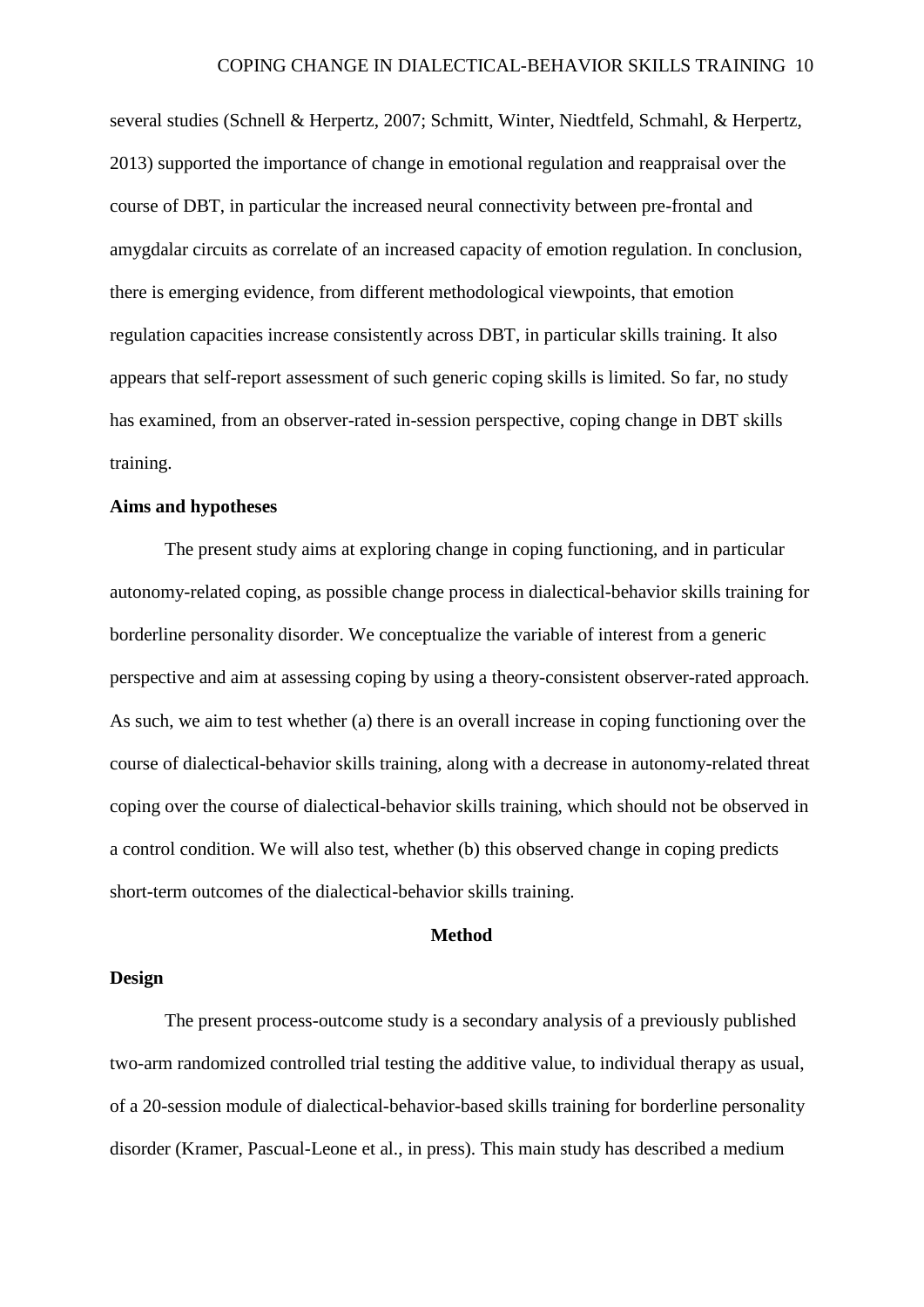several studies (Schnell & Herpertz, 2007; Schmitt, Winter, Niedtfeld, Schmahl, & Herpertz, 2013) supported the importance of change in emotional regulation and reappraisal over the course of DBT, in particular the increased neural connectivity between pre-frontal and amygdalar circuits as correlate of an increased capacity of emotion regulation. In conclusion, there is emerging evidence, from different methodological viewpoints, that emotion regulation capacities increase consistently across DBT, in particular skills training. It also appears that self-report assessment of such generic coping skills is limited. So far, no study has examined, from an observer-rated in-session perspective, coping change in DBT skills training.

### Aims and hypotheses

The present study aims at exploring change in coping functioning, and in particular autonomy-related coping, as possible change process in dialectical-behavior skills training for borderline personality disorder. We conceptualize the variable of interest from a generic perspective and aim at assessing coping by using a theory-consistent observer-rated approach. As such, we aim to test whether (a) there is an overall increase in coping functioning over the course of dialectical-behavior skills training, along with a decrease in autonomy-related threat coping over the course of dialectical-behavior skills training, which should not be observed in a control condition. We will also test, whether (b) this observed change in coping predicts short-term outcomes of the dialectical-behavior skills training.

## Method

### Design

The present process-outcome study is a secondary analysis of a previously published two-arm randomized controlled trial testing the additive value, to individual therapy as usual, of a 20-session module of dialectical-behavior-based skills training for borderline personality disorder (Kramer, Pascual-Leone et al., in press). This main study has described a medium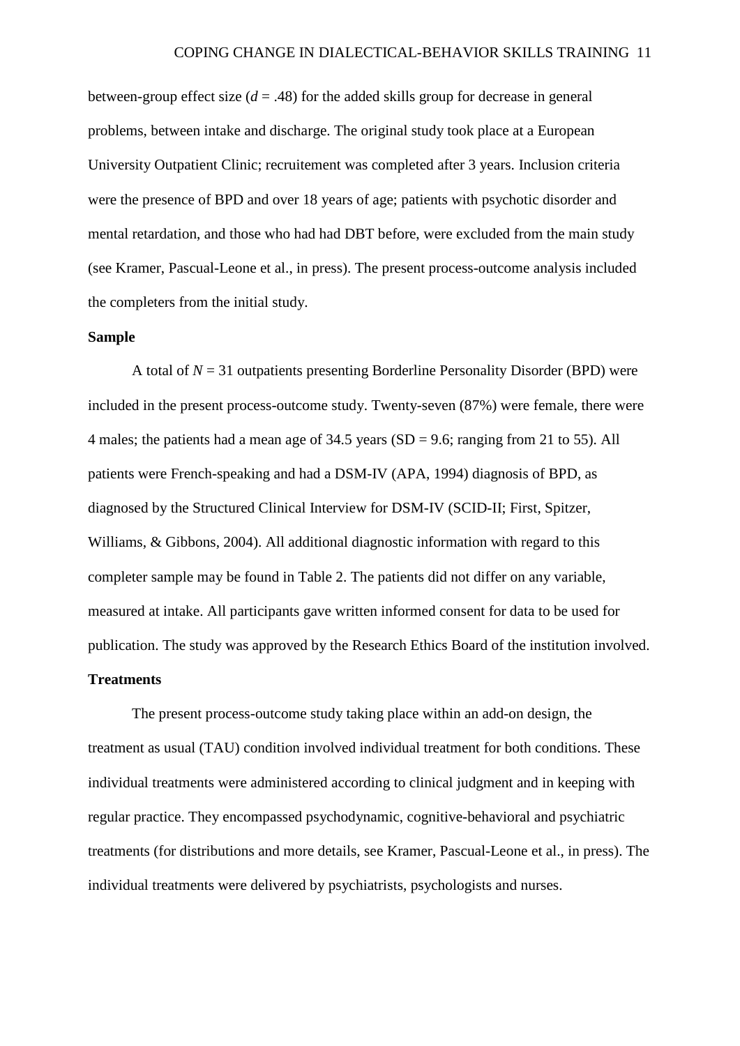between-group effect size ($d$ = .48) for the added skills group for decrease in general problems, between intake and discharge. The original study took place at a European University Outpatient Clinic; recruitement was completed after 3 years. Inclusion criteria were the presence of BPD and over 18 years of age; patients with psychotic disorder and mental retardation, and those who had had DBT before, were excluded from the main study (see Kramer, Pascual-Leone et al., in press). The present process-outcome analysis included the completers from the initial study.

**Sample**

A total of $N$ = 31 outpatients presenting Borderline Personality Disorder (BPD) were included in the present process-outcome study. Twenty-seven (87%) were female, there were 4 males; the patients had a mean age of 34.5 years (SD = 9.6; ranging from 21 to 55). All patients were French-speaking and had a DSM-IV (APA, 1994) diagnosis of BPD, as diagnosed by the Structured Clinical Interview for DSM-IV (SCID-II; First, Spitzer, Williams, & Gibbons, 2004). All additional diagnostic information with regard to this completer sample may be found in Table 2. The patients did not differ on any variable, measured at intake. All participants gave written informed consent for data to be used for publication. The study was approved by the Research Ethics Board of the institution involved.

**Treatments**

The present process-outcome study taking place within an add-on design, the treatment as usual (TAU) condition involved individual treatment for both conditions. These individual treatments were administered according to clinical judgment and in keeping with regular practice. They encompassed psychodynamic, cognitive-behavioral and psychiatric treatments (for distributions and more details, see Kramer, Pascual-Leone et al., in press). The individual treatments were delivered by psychiatrists, psychologists and nurses.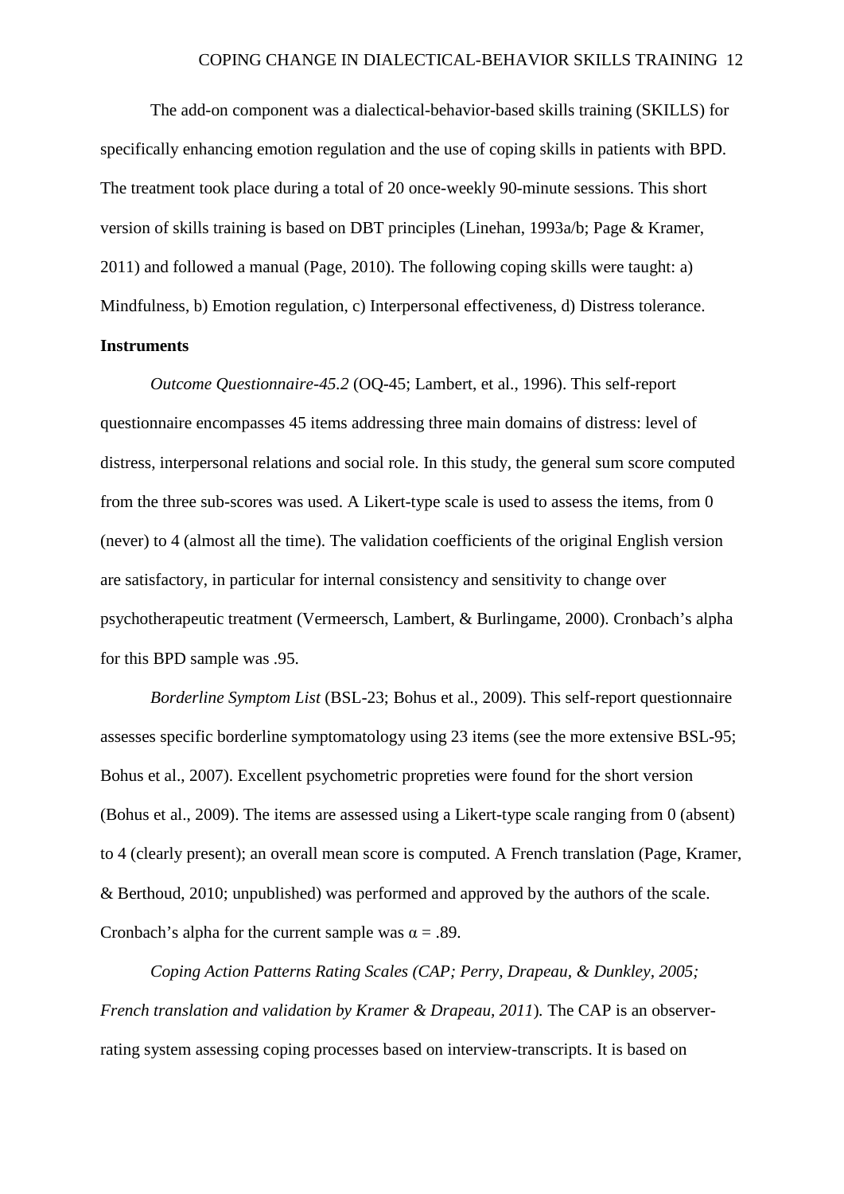The add-on component was a dialectical-behavior-based skills training (SKILLS) for specifically enhancing emotion regulation and the use of coping skills in patients with BPD. The treatment took place during a total of 20 once-weekly 90-minute sessions. This short version of skills training is based on DBT principles (Linehan, 1993a/b; Page & Kramer, 2011) and followed a manual (Page, 2010). The following coping skills were taught: a) Mindfulness, b) Emotion regulation, c) Interpersonal effectiveness, d) Distress tolerance.

**Instruments**

*Outcome Questionnaire-45.2* (OQ-45; Lambert, et al., 1996). This self-report questionnaire encompasses 45 items addressing three main domains of distress: level of distress, interpersonal relations and social role. In this study, the general sum score computed from the three sub-scores was used. A Likert-type scale is used to assess the items, from 0 (never) to 4 (almost all the time). The validation coefficients of the original English version are satisfactory, in particular for internal consistency and sensitivity to change over psychotherapeutic treatment (Vermeersch, Lambert, & Burlingame, 2000). Cronbach's alpha for this BPD sample was .95.

*Borderline Symptom List* (BSL-23; Bohus et al., 2009). This self-report questionnaire assesses specific borderline symptomatology using 23 items (see the more extensive BSL-95; Bohus et al., 2007). Excellent psychometric propreties were found for the short version (Bohus et al., 2009). The items are assessed using a Likert-type scale ranging from 0 (absent) to 4 (clearly present); an overall mean score is computed. A French translation (Page, Kramer, & Berthoud, 2010; unpublished) was performed and approved by the authors of the scale. Cronbach's alpha for the current sample was $\alpha = .89$.

*Coping Action Patterns Rating Scales (CAP; Perry, Drapeau, & Dunkley, 2005; French translation and validation by Kramer & Drapeau, 2011*). The CAP is an observer-rating system assessing coping processes based on interview-transcripts. It is based on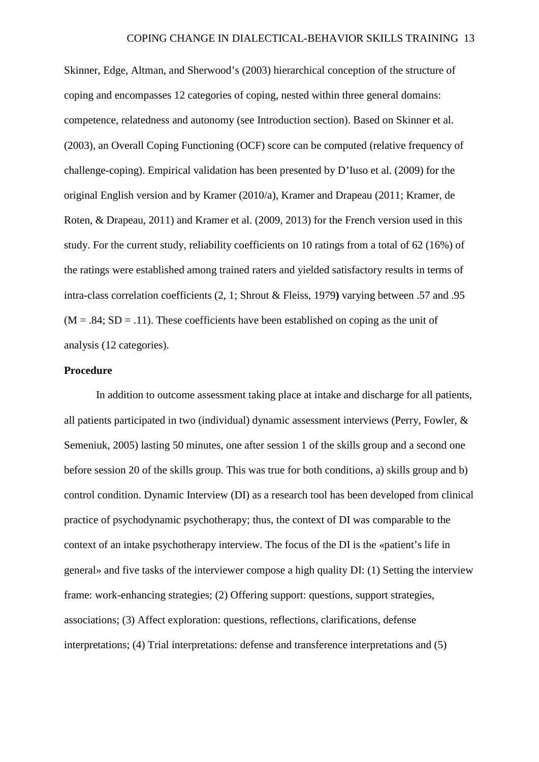Skinner, Edge, Altman, and Sherwood's (2003) hierarchical conception of the structure of coping and encompasses 12 categories of coping, nested within three general domains: competence, relatedness and autonomy (see Introduction section). Based on Skinner et al. (2003), an Overall Coping Functioning (OCF) score can be computed (relative frequency of challenge-coping). Empirical validation has been presented by D'Iuso et al. (2009) for the original English version and by Kramer (2010/a), Kramer and Drapeau (2011; Kramer, de Roten, & Drapeau, 2011) and Kramer et al. (2009, 2013) for the French version used in this study. For the current study, reliability coefficients on 10 ratings from a total of 62 (16%) of the ratings were established among trained raters and yielded satisfactory results in terms of intra-class correlation coefficients (2, 1; Shrout & Fleiss, 1979**)** varying between .57 and .95 (M = .84; SD = .11). These coefficients have been established on coping as the unit of analysis (12 categories).

**Procedure**

In addition to outcome assessment taking place at intake and discharge for all patients, all patients participated in two (individual) dynamic assessment interviews (Perry, Fowler, & Semeniuk, 2005) lasting 50 minutes, one after session 1 of the skills group and a second one before session 20 of the skills group. This was true for both conditions, a) skills group and b) control condition. Dynamic Interview (DI) as a research tool has been developed from clinical practice of psychodynamic psychotherapy; thus, the context of DI was comparable to the context of an intake psychotherapy interview. The focus of the DI is the «patient's life in general» and five tasks of the interviewer compose a high quality DI: (1) Setting the interview frame: work-enhancing strategies; (2) Offering support: questions, support strategies, associations; (3) Affect exploration: questions, reflections, clarifications, defense interpretations; (4) Trial interpretations: defense and transference interpretations and (5)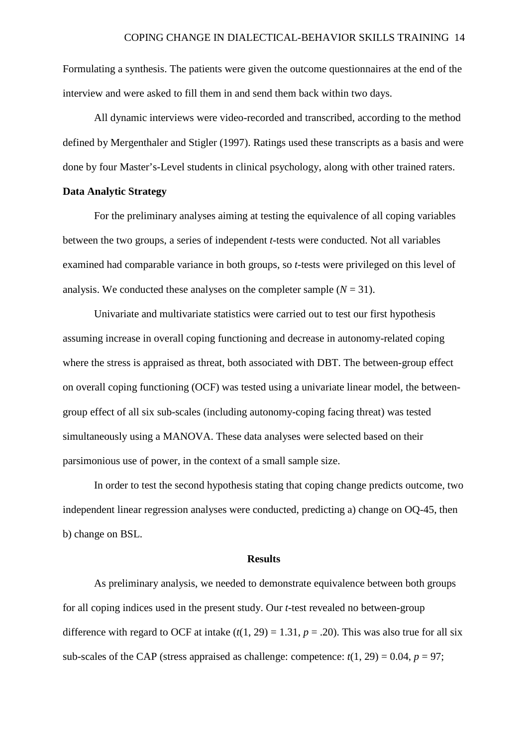Formulating a synthesis. The patients were given the outcome questionnaires at the end of the interview and were asked to fill them in and send them back within two days.

All dynamic interviews were video-recorded and transcribed, according to the method defined by Mergenthaler and Stigler (1997). Ratings used these transcripts as a basis and were done by four Master's-Level students in clinical psychology, along with other trained raters.

**Data Analytic Strategy**

For the preliminary analyses aiming at testing the equivalence of all coping variables between the two groups, a series of independent *t*-tests were conducted. Not all variables examined had comparable variance in both groups, so *t*-tests were privileged on this level of analysis. We conducted these analyses on the completer sample ($N = 31$).

Univariate and multivariate statistics were carried out to test our first hypothesis assuming increase in overall coping functioning and decrease in autonomy-related coping where the stress is appraised as threat, both associated with DBT. The between-group effect on overall coping functioning (OCF) was tested using a univariate linear model, the between-group effect of all six sub-scales (including autonomy-coping facing threat) was tested simultaneously using a MANOVA. These data analyses were selected based on their parsimonious use of power, in the context of a small sample size.

In order to test the second hypothesis stating that coping change predicts outcome, two independent linear regression analyses were conducted, predicting a) change on OQ-45, then b) change on BSL.

## Results

As preliminary analysis, we needed to demonstrate equivalence between both groups for all coping indices used in the present study. Our *t*-test revealed no between-group difference with regard to OCF at intake ($t(1, 29) = 1.31$, $p = .20$). This was also true for all six sub-scales of the CAP (stress appraised as challenge: competence: $t(1, 29) = 0.04$, $p = 97$;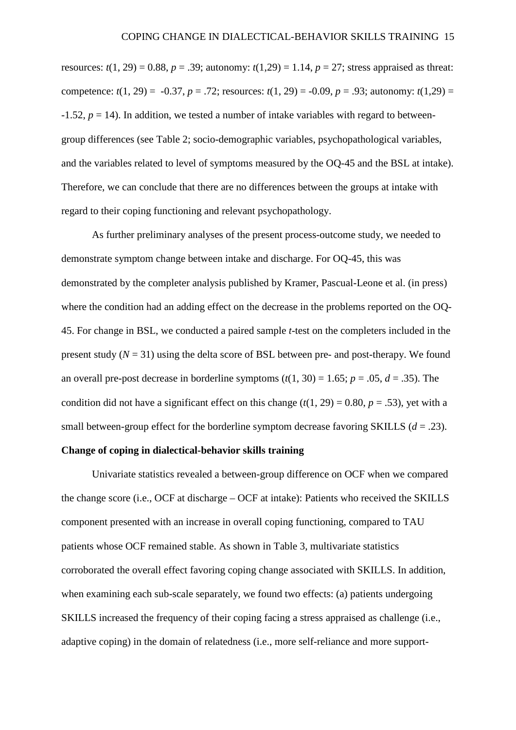resources: $t(1, 29) = 0.88$, $p = .39$; autonomy: $t(1,29) = 1.14$, $p = 27$; stress appraised as threat: competence: $t(1, 29) = -0.37$, $p = .72$; resources: $t(1, 29) = -0.09$, $p = .93$; autonomy: $t(1,29) = -1.52$, $p = 14$). In addition, we tested a number of intake variables with regard to between-group differences (see Table 2; socio-demographic variables, psychopathological variables, and the variables related to level of symptoms measured by the OQ-45 and the BSL at intake). Therefore, we can conclude that there are no differences between the groups at intake with regard to their coping functioning and relevant psychopathology.

As further preliminary analyses of the present process-outcome study, we needed to demonstrate symptom change between intake and discharge. For OQ-45, this was demonstrated by the completer analysis published by Kramer, Pascual-Leone et al. (in press) where the condition had an adding effect on the decrease in the problems reported on the OQ-45. For change in BSL, we conducted a paired sample *t*-test on the completers included in the present study ($N = 31$) using the delta score of BSL between pre- and post-therapy. We found an overall pre-post decrease in borderline symptoms ($t(1, 30) = 1.65$; $p = .05$, $d = .35$). The condition did not have a significant effect on this change ($t(1, 29) = 0.80$, $p = .53$), yet with a small between-group effect for the borderline symptom decrease favoring SKILLS ($d = .23$).

**Change of coping in dialectical-behavior skills training**

Univariate statistics revealed a between-group difference on OCF when we compared the change score (i.e., OCF at discharge – OCF at intake): Patients who received the SKILLS component presented with an increase in overall coping functioning, compared to TAU patients whose OCF remained stable. As shown in Table 3, multivariate statistics corroborated the overall effect favoring coping change associated with SKILLS. In addition, when examining each sub-scale separately, we found two effects: (a) patients undergoing SKILLS increased the frequency of their coping facing a stress appraised as challenge (i.e., adaptive coping) in the domain of relatedness (i.e., more self-reliance and more support-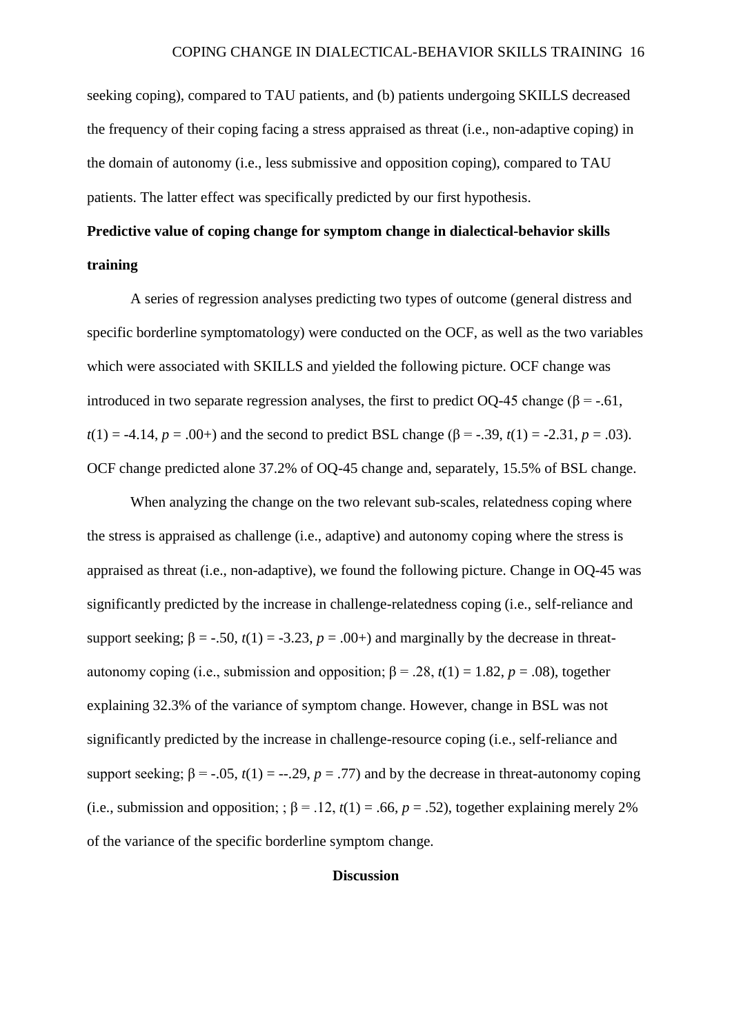seeking coping), compared to TAU patients, and (b) patients undergoing SKILLS decreased the frequency of their coping facing a stress appraised as threat (i.e., non-adaptive coping) in the domain of autonomy (i.e., less submissive and opposition coping), compared to TAU patients. The latter effect was specifically predicted by our first hypothesis.

**Predictive value of coping change for symptom change in dialectical-behavior skills training**

A series of regression analyses predicting two types of outcome (general distress and specific borderline symptomatology) were conducted on the OCF, as well as the two variables which were associated with SKILLS and yielded the following picture. OCF change was introduced in two separate regression analyses, the first to predict OQ-45 change ($\beta = -.61$, $t(1) = -4.14$, $p = .00+$) and the second to predict BSL change ($\beta = -.39$, $t(1) = -2.31$, $p = .03$). OCF change predicted alone 37.2% of OQ-45 change and, separately, 15.5% of BSL change.

When analyzing the change on the two relevant sub-scales, relatedness coping where the stress is appraised as challenge (i.e., adaptive) and autonomy coping where the stress is appraised as threat (i.e., non-adaptive), we found the following picture. Change in OQ-45 was significantly predicted by the increase in challenge-relatedness coping (i.e., self-reliance and support seeking; $\beta = -.50$, $t(1) = -3.23$, $p = .00+$) and marginally by the decrease in threat-autonomy coping (i.e., submission and opposition; $\beta = .28$, $t(1) = 1.82$, $p = .08$), together explaining 32.3% of the variance of symptom change. However, change in BSL was not significantly predicted by the increase in challenge-resource coping (i.e., self-reliance and support seeking; $\beta = -.05$, $t(1) = --.29$, $p = .77$) and by the decrease in threat-autonomy coping (i.e., submission and opposition; ; $\beta = .12$, $t(1) = .66$, $p = .52$), together explaining merely 2% of the variance of the specific borderline symptom change.

## Discussion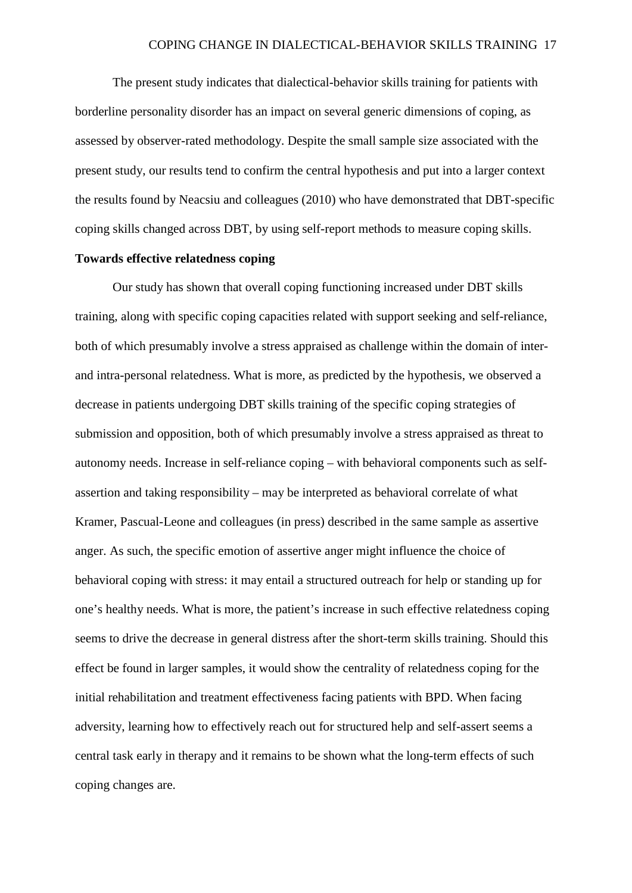The present study indicates that dialectical-behavior skills training for patients with borderline personality disorder has an impact on several generic dimensions of coping, as assessed by observer-rated methodology. Despite the small sample size associated with the present study, our results tend to confirm the central hypothesis and put into a larger context the results found by Neacsiu and colleagues (2010) who have demonstrated that DBT-specific coping skills changed across DBT, by using self-report methods to measure coping skills.

**Towards effective relatedness coping**

Our study has shown that overall coping functioning increased under DBT skills training, along with specific coping capacities related with support seeking and self-reliance, both of which presumably involve a stress appraised as challenge within the domain of inter- and intra-personal relatedness. What is more, as predicted by the hypothesis, we observed a decrease in patients undergoing DBT skills training of the specific coping strategies of submission and opposition, both of which presumably involve a stress appraised as threat to autonomy needs. Increase in self-reliance coping – with behavioral components such as self-assertion and taking responsibility – may be interpreted as behavioral correlate of what Kramer, Pascual-Leone and colleagues (in press) described in the same sample as assertive anger. As such, the specific emotion of assertive anger might influence the choice of behavioral coping with stress: it may entail a structured outreach for help or standing up for one's healthy needs. What is more, the patient's increase in such effective relatedness coping seems to drive the decrease in general distress after the short-term skills training. Should this effect be found in larger samples, it would show the centrality of relatedness coping for the initial rehabilitation and treatment effectiveness facing patients with BPD. When facing adversity, learning how to effectively reach out for structured help and self-assert seems a central task early in therapy and it remains to be shown what the long-term effects of such coping changes are.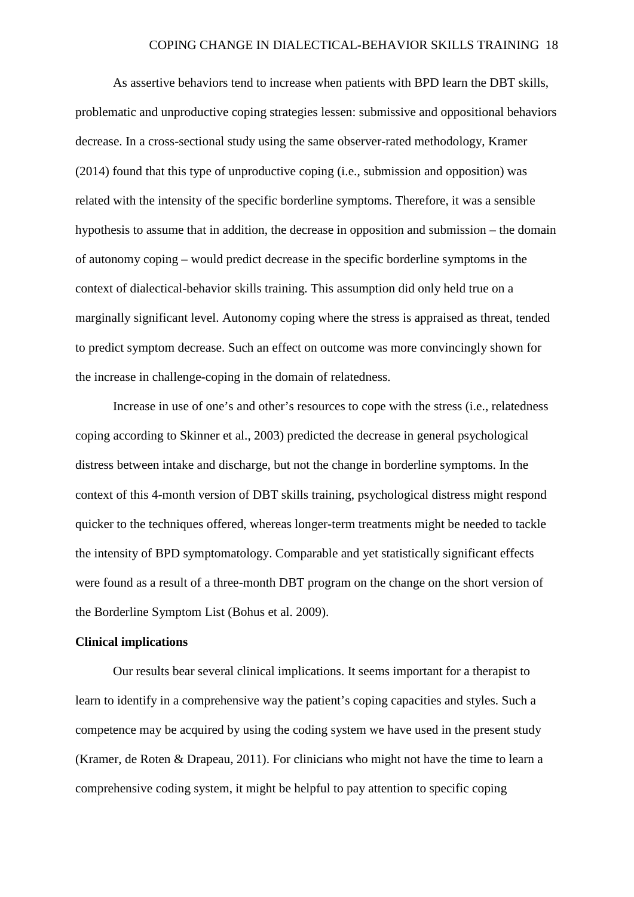As assertive behaviors tend to increase when patients with BPD learn the DBT skills, problematic and unproductive coping strategies lessen: submissive and oppositional behaviors decrease. In a cross-sectional study using the same observer-rated methodology, Kramer (2014) found that this type of unproductive coping (i.e., submission and opposition) was related with the intensity of the specific borderline symptoms. Therefore, it was a sensible hypothesis to assume that in addition, the decrease in opposition and submission – the domain of autonomy coping – would predict decrease in the specific borderline symptoms in the context of dialectical-behavior skills training. This assumption did only held true on a marginally significant level. Autonomy coping where the stress is appraised as threat, tended to predict symptom decrease. Such an effect on outcome was more convincingly shown for the increase in challenge-coping in the domain of relatedness.

Increase in use of one's and other's resources to cope with the stress (i.e., relatedness coping according to Skinner et al., 2003) predicted the decrease in general psychological distress between intake and discharge, but not the change in borderline symptoms. In the context of this 4-month version of DBT skills training, psychological distress might respond quicker to the techniques offered, whereas longer-term treatments might be needed to tackle the intensity of BPD symptomatology. Comparable and yet statistically significant effects were found as a result of a three-month DBT program on the change on the short version of the Borderline Symptom List (Bohus et al. 2009).

**Clinical implications**

Our results bear several clinical implications. It seems important for a therapist to learn to identify in a comprehensive way the patient's coping capacities and styles. Such a competence may be acquired by using the coding system we have used in the present study (Kramer, de Roten & Drapeau, 2011). For clinicians who might not have the time to learn a comprehensive coding system, it might be helpful to pay attention to specific coping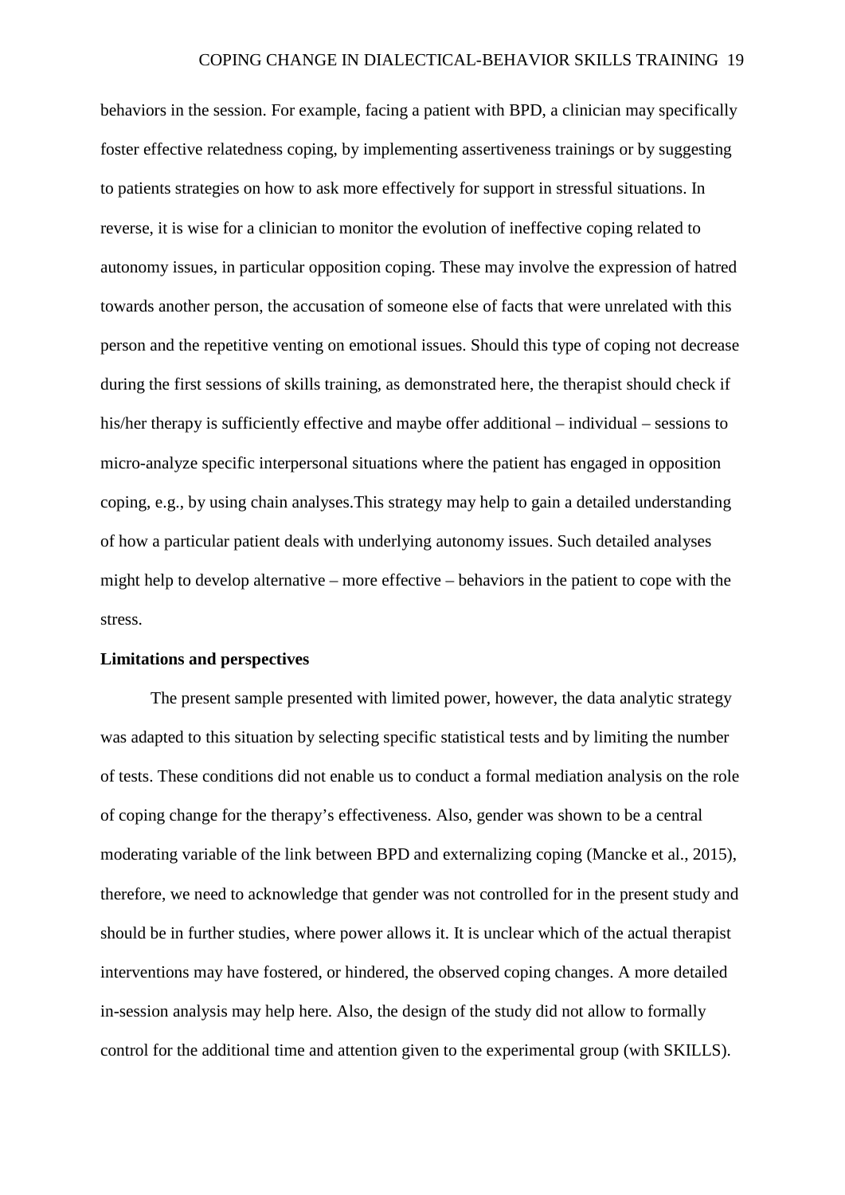behaviors in the session. For example, facing a patient with BPD, a clinician may specifically foster effective relatedness coping, by implementing assertiveness trainings or by suggesting to patients strategies on how to ask more effectively for support in stressful situations. In reverse, it is wise for a clinician to monitor the evolution of ineffective coping related to autonomy issues, in particular opposition coping. These may involve the expression of hatred towards another person, the accusation of someone else of facts that were unrelated with this person and the repetitive venting on emotional issues. Should this type of coping not decrease during the first sessions of skills training, as demonstrated here, the therapist should check if his/her therapy is sufficiently effective and maybe offer additional – individual – sessions to micro-analyze specific interpersonal situations where the patient has engaged in opposition coping, e.g., by using chain analyses.This strategy may help to gain a detailed understanding of how a particular patient deals with underlying autonomy issues. Such detailed analyses might help to develop alternative – more effective – behaviors in the patient to cope with the stress.

**Limitations and perspectives**

The present sample presented with limited power, however, the data analytic strategy was adapted to this situation by selecting specific statistical tests and by limiting the number of tests. These conditions did not enable us to conduct a formal mediation analysis on the role of coping change for the therapy's effectiveness. Also, gender was shown to be a central moderating variable of the link between BPD and externalizing coping (Mancke et al., 2015), therefore, we need to acknowledge that gender was not controlled for in the present study and should be in further studies, where power allows it. It is unclear which of the actual therapist interventions may have fostered, or hindered, the observed coping changes. A more detailed in-session analysis may help here. Also, the design of the study did not allow to formally control for the additional time and attention given to the experimental group (with SKILLS).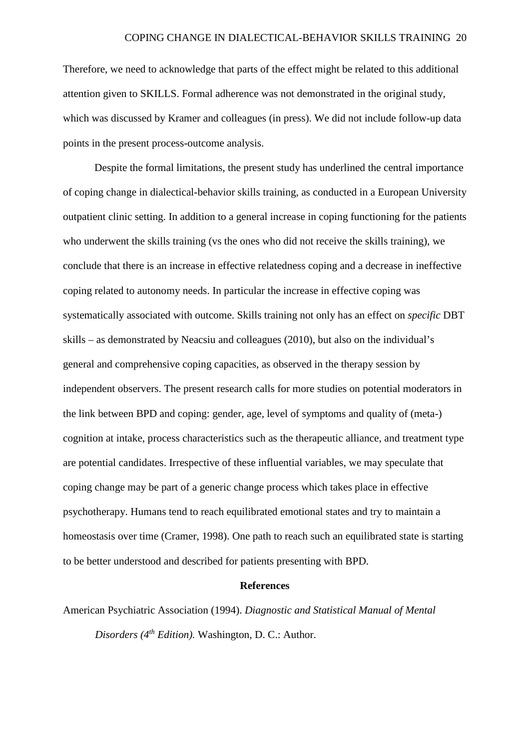Therefore, we need to acknowledge that parts of the effect might be related to this additional attention given to SKILLS. Formal adherence was not demonstrated in the original study, which was discussed by Kramer and colleagues (in press). We did not include follow-up data points in the present process-outcome analysis.

Despite the formal limitations, the present study has underlined the central importance of coping change in dialectical-behavior skills training, as conducted in a European University outpatient clinic setting. In addition to a general increase in coping functioning for the patients who underwent the skills training (vs the ones who did not receive the skills training), we conclude that there is an increase in effective relatedness coping and a decrease in ineffective coping related to autonomy needs. In particular the increase in effective coping was systematically associated with outcome. Skills training not only has an effect on *specific* DBT skills – as demonstrated by Neacsiu and colleagues (2010), but also on the individual's general and comprehensive coping capacities, as observed in the therapy session by independent observers. The present research calls for more studies on potential moderators in the link between BPD and coping: gender, age, level of symptoms and quality of (meta-) cognition at intake, process characteristics such as the therapeutic alliance, and treatment type are potential candidates. Irrespective of these influential variables, we may speculate that coping change may be part of a generic change process which takes place in effective psychotherapy. Humans tend to reach equilibrated emotional states and try to maintain a homeostasis over time (Cramer, 1998). One path to reach such an equilibrated state is starting to be better understood and described for patients presenting with BPD.

## References

American Psychiatric Association (1994). *Diagnostic and Statistical Manual of Mental Disorders (4th Edition).* Washington, D. C.: Author.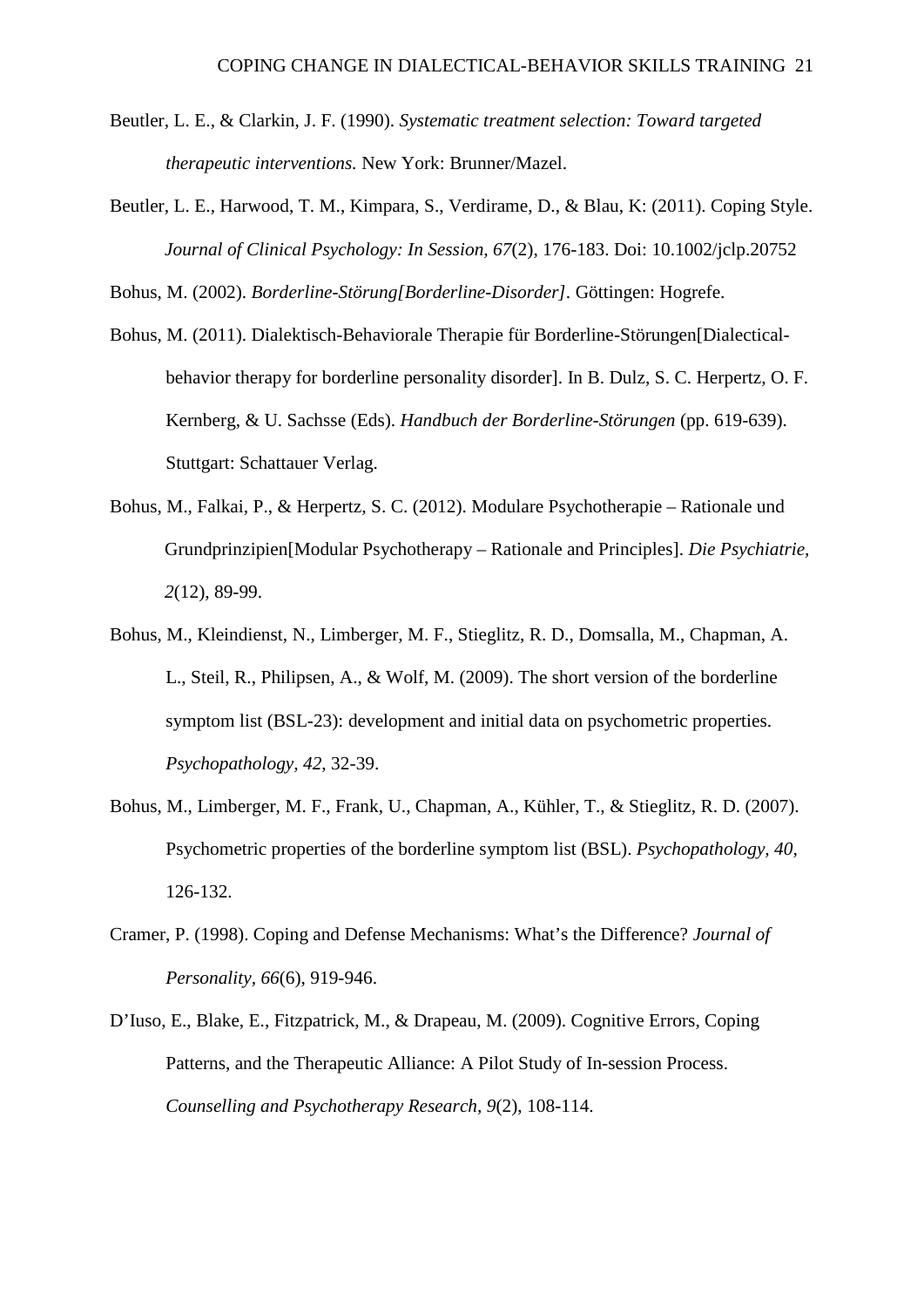Beutler, L. E., & Clarkin, J. F. (1990). *Systematic treatment selection: Toward targeted therapeutic interventions.* New York: Brunner/Mazel.

Beutler, L. E., Harwood, T. M., Kimpara, S., Verdirame, D., & Blau, K: (2011). Coping Style. *Journal of Clinical Psychology: In Session*, *67*(2), 176-183. Doi: 10.1002/jclp.20752

Bohus, M. (2002). *Borderline-Störung[Borderline-Disorder]*. Göttingen: Hogrefe.

Bohus, M. (2011). Dialektisch-Behaviorale Therapie für Borderline-Störungen[Dialectical-behavior therapy for borderline personality disorder]. In B. Dulz, S. C. Herpertz, O. F. Kernberg, & U. Sachsse (Eds). *Handbuch der Borderline-Störungen* (pp. 619-639). Stuttgart: Schattauer Verlag.

Bohus, M., Falkai, P., & Herpertz, S. C. (2012). Modulare Psychotherapie – Rationale und Grundprinzipien[Modular Psychotherapy – Rationale and Principles]. *Die Psychiatrie, 2*(12), 89-99.

Bohus, M., Kleindienst, N., Limberger, M. F., Stieglitz, R. D., Domsalla, M., Chapman, A. L., Steil, R., Philipsen, A., & Wolf, M. (2009). The short version of the borderline symptom list (BSL-23): development and initial data on psychometric properties. *Psychopathology, 42*, 32-39.

Bohus, M., Limberger, M. F., Frank, U., Chapman, A., Kühler, T., & Stieglitz, R. D. (2007). Psychometric properties of the borderline symptom list (BSL). *Psychopathology, 40*, 126-132.

Cramer, P. (1998). Coping and Defense Mechanisms: What's the Difference? *Journal of Personality, 66*(6), 919-946.

D'Iuso, E., Blake, E., Fitzpatrick, M., & Drapeau, M. (2009). Cognitive Errors, Coping Patterns, and the Therapeutic Alliance: A Pilot Study of In-session Process. *Counselling and Psychotherapy Research, 9*(2), 108-114.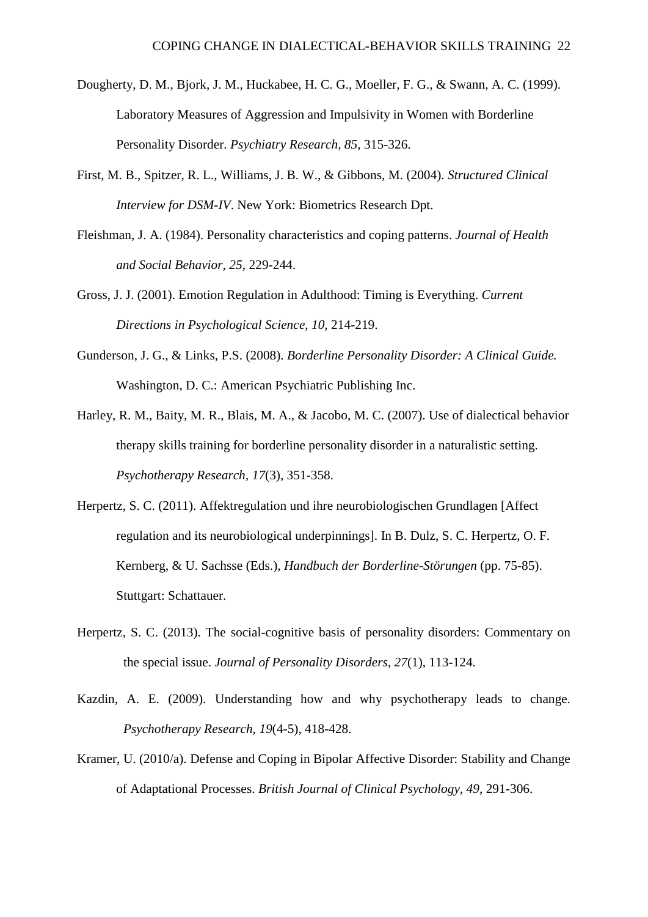Dougherty, D. M., Bjork, J. M., Huckabee, H. C. G., Moeller, F. G., & Swann, A. C. (1999). Laboratory Measures of Aggression and Impulsivity in Women with Borderline Personality Disorder. *Psychiatry Research, 85*, 315-326.

First, M. B., Spitzer, R. L., Williams, J. B. W., & Gibbons, M. (2004). *Structured Clinical Interview for DSM-IV*. New York: Biometrics Research Dpt.

Fleishman, J. A. (1984). Personality characteristics and coping patterns. *Journal of Health and Social Behavior, 25*, 229-244.

Gross, J. J. (2001). Emotion Regulation in Adulthood: Timing is Everything. *Current Directions in Psychological Science, 10*, 214-219.

Gunderson, J. G., & Links, P.S. (2008). *Borderline Personality Disorder: A Clinical Guide.* Washington, D. C.: American Psychiatric Publishing Inc.

Harley, R. M., Baity, M. R., Blais, M. A., & Jacobo, M. C. (2007). Use of dialectical behavior therapy skills training for borderline personality disorder in a naturalistic setting. *Psychotherapy Research, 17*(3), 351-358.

Herpertz, S. C. (2011). Affektregulation und ihre neurobiologischen Grundlagen [Affect regulation and its neurobiological underpinnings]. In B. Dulz, S. C. Herpertz, O. F. Kernberg, & U. Sachsse (Eds.), *Handbuch der Borderline-Störungen* (pp. 75-85). Stuttgart: Schattauer.

Herpertz, S. C. (2013). The social-cognitive basis of personality disorders: Commentary on the special issue. *Journal of Personality Disorders, 27*(1), 113-124.

Kazdin, A. E. (2009). Understanding how and why psychotherapy leads to change. *Psychotherapy Research, 19*(4-5), 418-428.

Kramer, U. (2010/a). Defense and Coping in Bipolar Affective Disorder: Stability and Change of Adaptational Processes. *British Journal of Clinical Psychology, 49*, 291-306.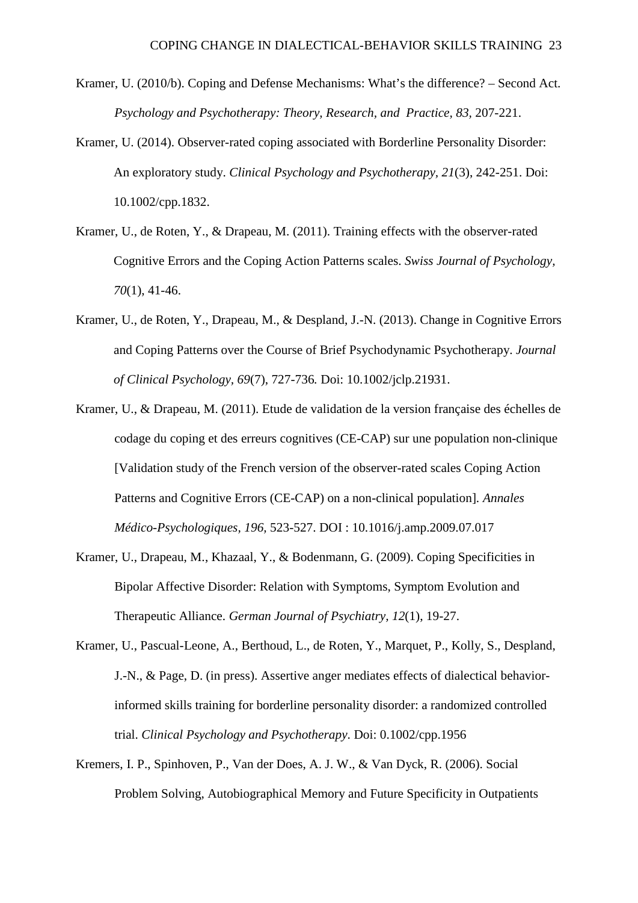Kramer, U. (2010/b). Coping and Defense Mechanisms: What's the difference? – Second Act. *Psychology and Psychotherapy: Theory, Research, and Practice, 83*, 207-221.

Kramer, U. (2014). Observer-rated coping associated with Borderline Personality Disorder: An exploratory study. *Clinical Psychology and Psychotherapy, 21*(3), 242-251. Doi: 10.1002/cpp.1832.

Kramer, U., de Roten, Y., & Drapeau, M. (2011). Training effects with the observer-rated Cognitive Errors and the Coping Action Patterns scales. *Swiss Journal of Psychology, 70*(1), 41-46.

Kramer, U., de Roten, Y., Drapeau, M., & Despland, J.-N. (2013). Change in Cognitive Errors and Coping Patterns over the Course of Brief Psychodynamic Psychotherapy. *Journal of Clinical Psychology, 69*(7), 727-736. Doi: 10.1002/jclp.21931.

Kramer, U., & Drapeau, M. (2011). Etude de validation de la version française des échelles de codage du coping et des erreurs cognitives (CE-CAP) sur une population non-clinique [Validation study of the French version of the observer-rated scales Coping Action Patterns and Cognitive Errors (CE-CAP) on a non-clinical population]. *Annales Médico-Psychologiques, 196,* 523-527. DOI : 10.1016/j.amp.2009.07.017

Kramer, U., Drapeau, M., Khazaal, Y., & Bodenmann, G. (2009). Coping Specificities in Bipolar Affective Disorder: Relation with Symptoms, Symptom Evolution and Therapeutic Alliance. *German Journal of Psychiatry, 12*(1), 19-27.

Kramer, U., Pascual-Leone, A., Berthoud, L., de Roten, Y., Marquet, P., Kolly, S., Despland, J.-N., & Page, D. (in press). Assertive anger mediates effects of dialectical behavior-informed skills training for borderline personality disorder: a randomized controlled trial. *Clinical Psychology and Psychotherapy*. Doi: 0.1002/cpp.1956

Kremers, I. P., Spinhoven, P., Van der Does, A. J. W., & Van Dyck, R. (2006). Social Problem Solving, Autobiographical Memory and Future Specificity in Outpatients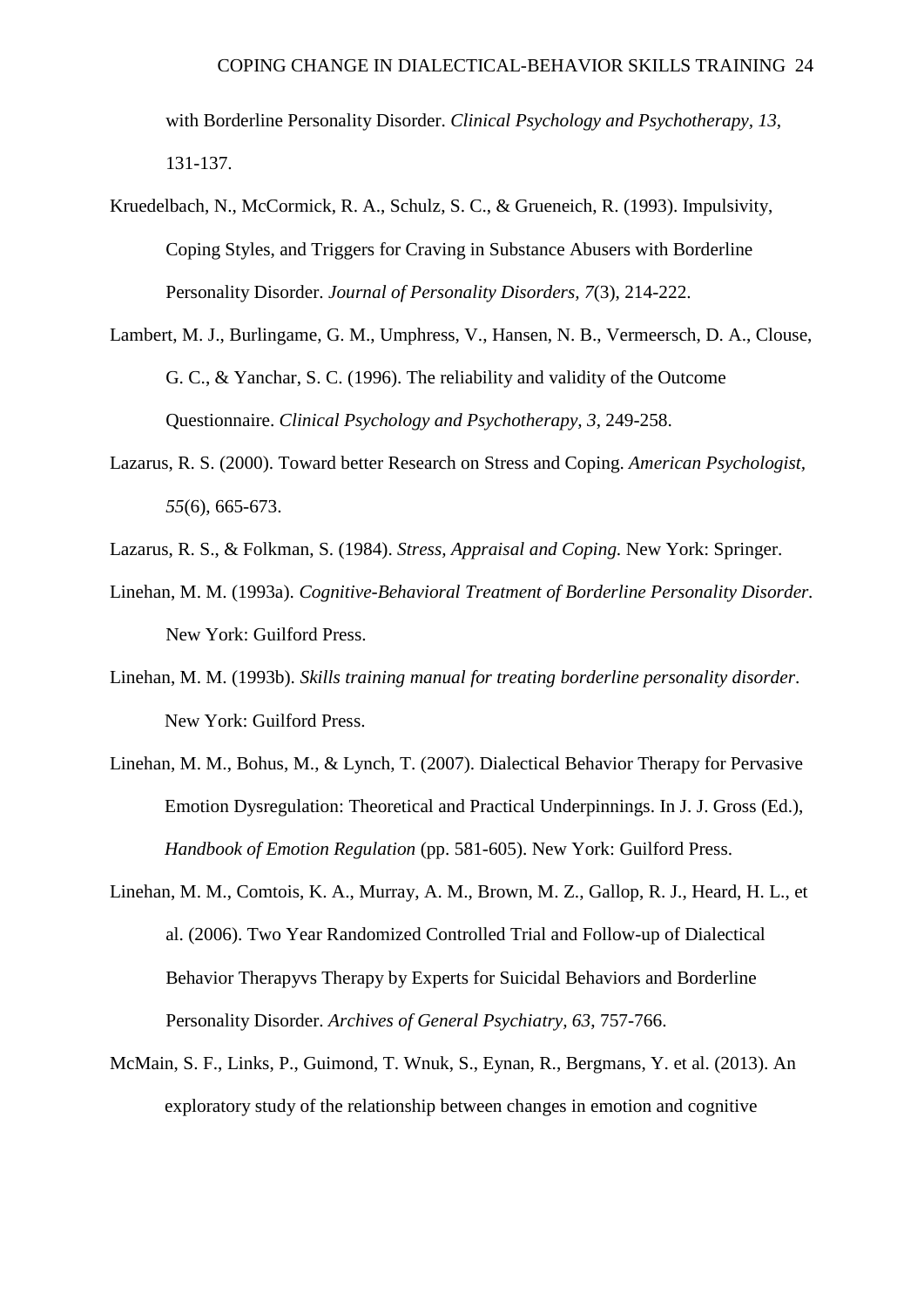with Borderline Personality Disorder. *Clinical Psychology and Psychotherapy, 13*, 131-137.

Kruedelbach, N., McCormick, R. A., Schulz, S. C., & Grueneich, R. (1993). Impulsivity, Coping Styles, and Triggers for Craving in Substance Abusers with Borderline Personality Disorder. *Journal of Personality Disorders, 7*(3), 214-222.

Lambert, M. J., Burlingame, G. M., Umphress, V., Hansen, N. B., Vermeersch, D. A., Clouse, G. C., & Yanchar, S. C. (1996). The reliability and validity of the Outcome Questionnaire. *Clinical Psychology and Psychotherapy, 3*, 249-258.

Lazarus, R. S. (2000). Toward better Research on Stress and Coping. *American Psychologist, 55*(6), 665-673.

Lazarus, R. S., & Folkman, S. (1984). *Stress, Appraisal and Coping.* New York: Springer.

Linehan, M. M. (1993a). *Cognitive-Behavioral Treatment of Borderline Personality Disorder.* New York: Guilford Press.

Linehan, M. M. (1993b). *Skills training manual for treating borderline personality disorder*. New York: Guilford Press.

Linehan, M. M., Bohus, M., & Lynch, T. (2007). Dialectical Behavior Therapy for Pervasive Emotion Dysregulation: Theoretical and Practical Underpinnings. In J. J. Gross (Ed.), *Handbook of Emotion Regulation* (pp. 581-605). New York: Guilford Press.

Linehan, M. M., Comtois, K. A., Murray, A. M., Brown, M. Z., Gallop, R. J., Heard, H. L., et al. (2006). Two Year Randomized Controlled Trial and Follow-up of Dialectical Behavior Therapyvs Therapy by Experts for Suicidal Behaviors and Borderline Personality Disorder. *Archives of General Psychiatry, 63*, 757-766.

McMain, S. F., Links, P., Guimond, T. Wnuk, S., Eynan, R., Bergmans, Y. et al. (2013). An exploratory study of the relationship between changes in emotion and cognitive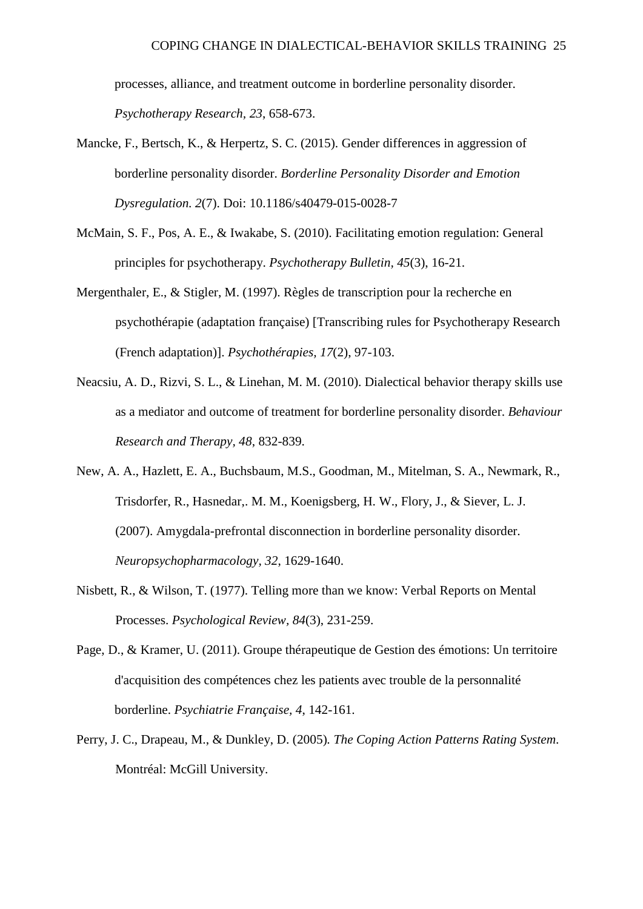processes, alliance, and treatment outcome in borderline personality disorder. *Psychotherapy Research, 23*, 658-673.

Mancke, F., Bertsch, K., & Herpertz, S. C. (2015). Gender differences in aggression of borderline personality disorder. *Borderline Personality Disorder and Emotion Dysregulation. 2*(7). Doi: 10.1186/s40479-015-0028-7

McMain, S. F., Pos, A. E., & Iwakabe, S. (2010). Facilitating emotion regulation: General principles for psychotherapy. *Psychotherapy Bulletin, 45*(3), 16-21.

Mergenthaler, E., & Stigler, M. (1997). Règles de transcription pour la recherche en psychothérapie (adaptation française) [Transcribing rules for Psychotherapy Research (French adaptation)]. *Psychothérapies, 17*(2), 97-103.

Neacsiu, A. D., Rizvi, S. L., & Linehan, M. M. (2010). Dialectical behavior therapy skills use as a mediator and outcome of treatment for borderline personality disorder. *Behaviour Research and Therapy, 48*, 832-839.

New, A. A., Hazlett, E. A., Buchsbaum, M.S., Goodman, M., Mitelman, S. A., Newmark, R., Trisdorfer, R., Hasnedar,. M. M., Koenigsberg, H. W., Flory, J., & Siever, L. J. (2007). Amygdala-prefrontal disconnection in borderline personality disorder. *Neuropsychopharmacology, 32*, 1629-1640.

Nisbett, R., & Wilson, T. (1977). Telling more than we know: Verbal Reports on Mental Processes. *Psychological Review, 84*(3), 231-259.

Page, D., & Kramer, U. (2011). Groupe thérapeutique de Gestion des émotions: Un territoire d'acquisition des compétences chez les patients avec trouble de la personnalité borderline. *Psychiatrie Française, 4*, 142-161.

Perry, J. C., Drapeau, M., & Dunkley, D. (2005). *The Coping Action Patterns Rating System*. Montréal: McGill University.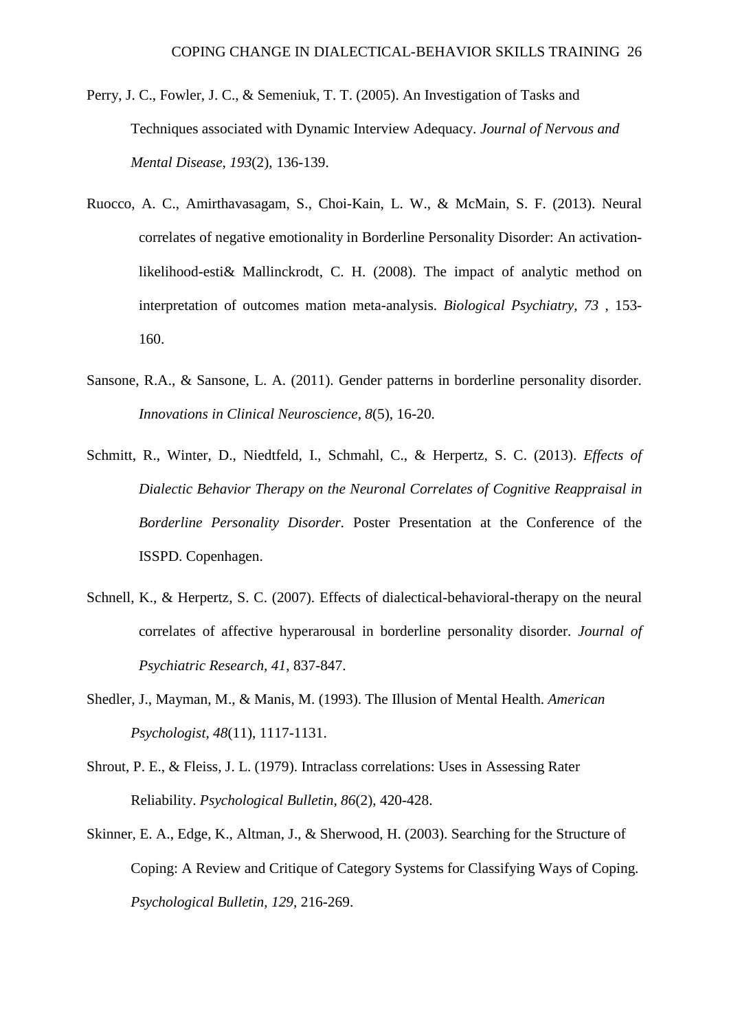Perry, J. C., Fowler, J. C., & Semeniuk, T. T. (2005). An Investigation of Tasks and Techniques associated with Dynamic Interview Adequacy. *Journal of Nervous and Mental Disease, 193*(2), 136-139.

Ruocco, A. C., Amirthavasagam, S., Choi-Kain, L. W., & McMain, S. F. (2013). Neural correlates of negative emotionality in Borderline Personality Disorder: An activation-likelihood-esti& Mallinckrodt, C. H. (2008). The impact of analytic method on interpretation of outcomes mation meta-analysis. *Biological Psychiatry, 73* , 153-160.

Sansone, R.A., & Sansone, L. A. (2011). Gender patterns in borderline personality disorder. *Innovations in Clinical Neuroscience, 8*(5), 16-20.

Schmitt, R., Winter, D., Niedtfeld, I., Schmahl, C., & Herpertz, S. C. (2013). *Effects of Dialectic Behavior Therapy on the Neuronal Correlates of Cognitive Reappraisal in Borderline Personality Disorder.* Poster Presentation at the Conference of the ISSPD. Copenhagen.

Schnell, K., & Herpertz, S. C. (2007). Effects of dialectical-behavioral-therapy on the neural correlates of affective hyperarousal in borderline personality disorder. *Journal of Psychiatric Research, 41*, 837-847.

Shedler, J., Mayman, M., & Manis, M. (1993). The Illusion of Mental Health. *American Psychologist, 48*(11), 1117-1131.

Shrout, P. E., & Fleiss, J. L. (1979). Intraclass correlations: Uses in Assessing Rater Reliability. *Psychological Bulletin, 86*(2), 420-428.

Skinner, E. A., Edge, K., Altman, J., & Sherwood, H. (2003). Searching for the Structure of Coping: A Review and Critique of Category Systems for Classifying Ways of Coping. *Psychological Bulletin, 129*, 216-269.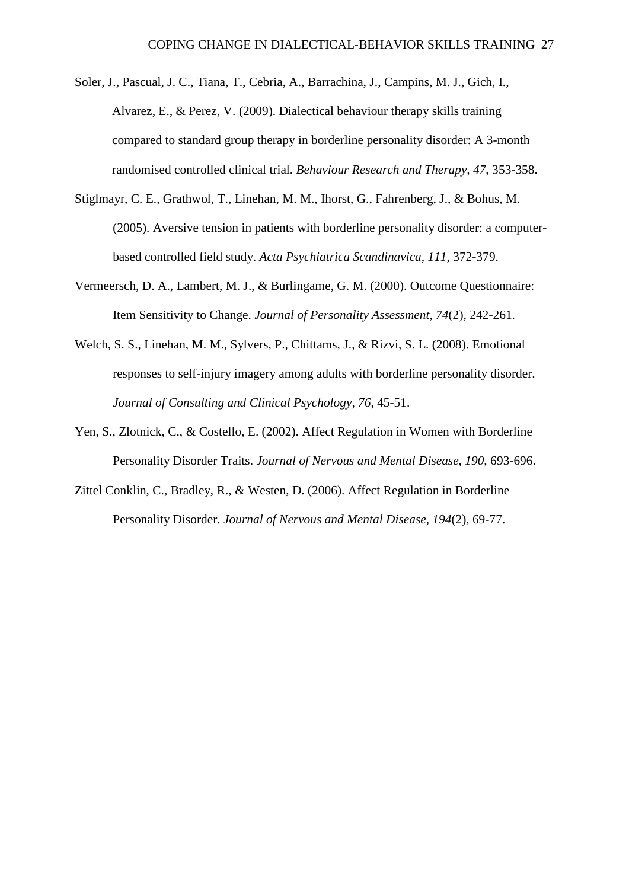Soler, J., Pascual, J. C., Tiana, T., Cebria, A., Barrachina, J., Campins, M. J., Gich, I., Alvarez, E., & Perez, V. (2009). Dialectical behaviour therapy skills training compared to standard group therapy in borderline personality disorder: A 3-month randomised controlled clinical trial. *Behaviour Research and Therapy, 47*, 353-358.

Stiglmayr, C. E., Grathwol, T., Linehan, M. M., Ihorst, G., Fahrenberg, J., & Bohus, M. (2005). Aversive tension in patients with borderline personality disorder: a computer-based controlled field study. *Acta Psychiatrica Scandinavica, 111*, 372-379.

Vermeersch, D. A., Lambert, M. J., & Burlingame, G. M. (2000). Outcome Questionnaire: Item Sensitivity to Change. *Journal of Personality Assessment, 74*(2), 242-261.

Welch, S. S., Linehan, M. M., Sylvers, P., Chittams, J., & Rizvi, S. L. (2008). Emotional responses to self-injury imagery among adults with borderline personality disorder. *Journal of Consulting and Clinical Psychology, 76*, 45-51.

Yen, S., Zlotnick, C., & Costello, E. (2002). Affect Regulation in Women with Borderline Personality Disorder Traits. *Journal of Nervous and Mental Disease, 190*, 693-696.

Zittel Conklin, C., Bradley, R., & Westen, D. (2006). Affect Regulation in Borderline Personality Disorder. *Journal of Nervous and Mental Disease, 194*(2), 69-77.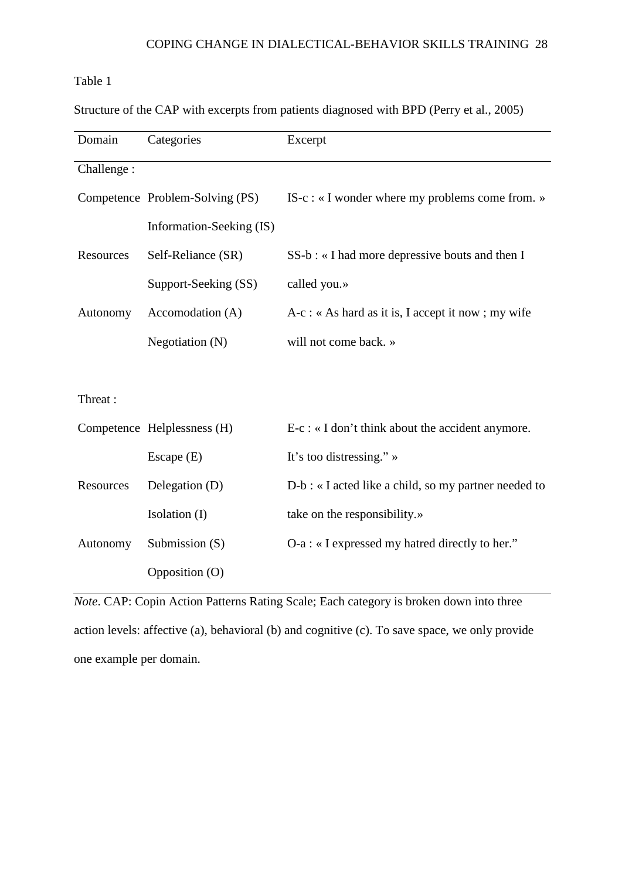Table 1

Structure of the CAP with excerpts from patients diagnosed with BPD (Perry et al., 2005)

| Domain | Categories | Excerpt |
|---|---|---|
| Challenge : | | |
| Competence | Problem-Solving (PS) | IS-c : « I wonder where my problems come from. » |
| | Information-Seeking (IS) | |
| Resources | Self-Reliance (SR) | SS-b : « I had more depressive bouts and then I |
| | Support-Seeking (SS) | called you.» |
| Autonomy | Accomodation (A) | A-c : « As hard as it is, I accept it now ; my wife |
| | Negotiation (N) | will not come back. » |
| | | |
| Threat : | | |
| Competence | Helplessness (H) | E-c : « I don't think about the accident anymore. |
| | Escape (E) | It's too distressing." » |
| Resources | Delegation (D) | D-b : « I acted like a child, so my partner needed to |
| | Isolation (I) | take on the responsibility.» |
| Autonomy | Submission (S) | O-a : « I expressed my hatred directly to her." |
| | Opposition (O) | |

*Note*. CAP: Copin Action Patterns Rating Scale; Each category is broken down into three action levels: affective (a), behavioral (b) and cognitive (c). To save space, we only provide one example per domain.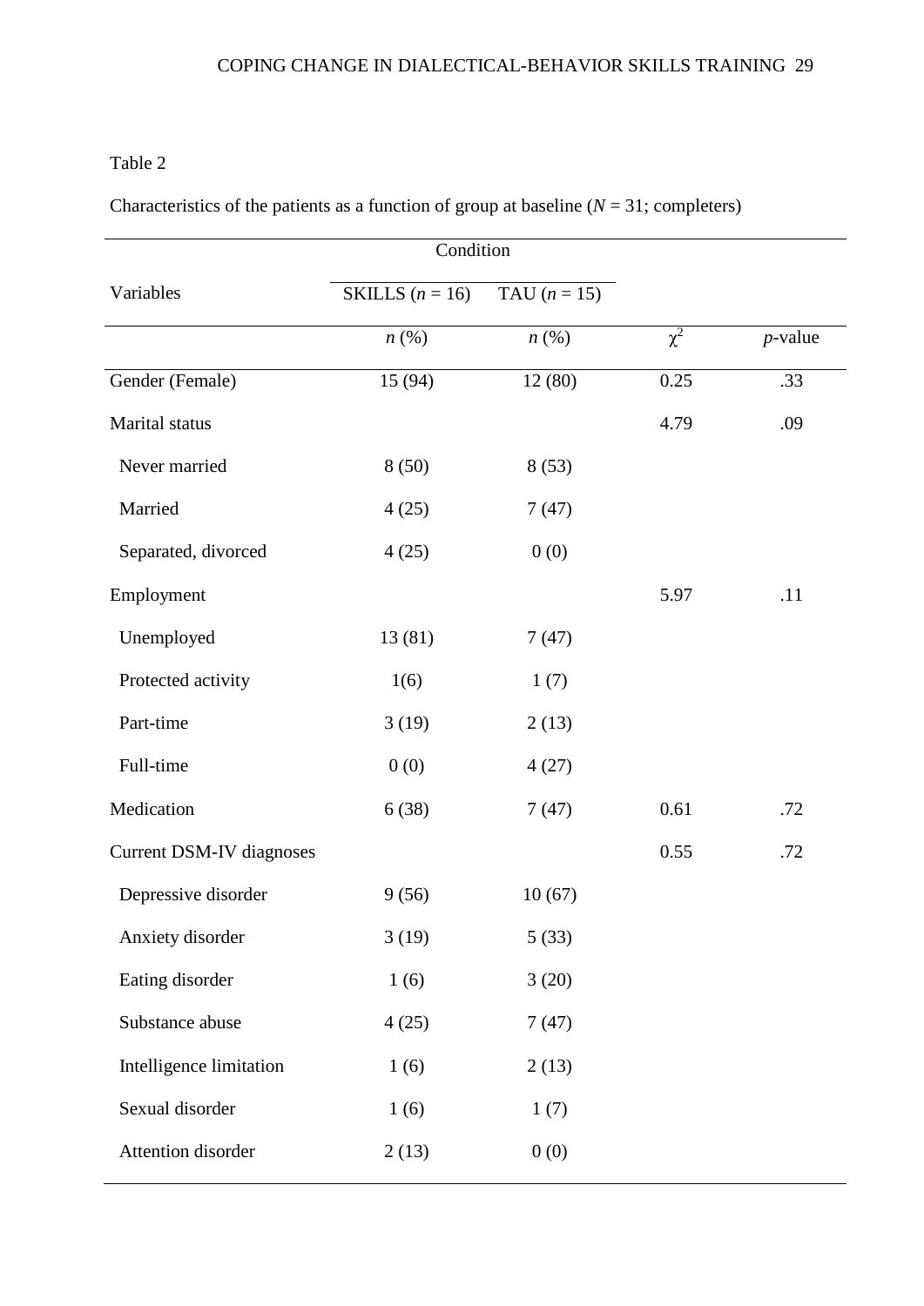Table 2

Characteristics of the patients as a function of group at baseline (*N* = 31; completers)

| Variables | Condition | | | |
|---|---|---|---|---|
| | SKILLS (*n* = 16) | TAU (*n* = 15) | | |
| | *n* (%) | *n* (%) | $\chi^2$ | *p*-value |
| Gender (Female) | 15 (94) | 12 (80) | 0.25 | .33 |
| Marital status | | | 4.79 | .09 |
| Never married | 8 (50) | 8 (53) | | |
| Married | 4 (25) | 7 (47) | | |
| Separated, divorced | 4 (25) | 0 (0) | | |
| Employment | | | 5.97 | .11 |
| Unemployed | 13 (81) | 7 (47) | | |
| Protected activity | 1(6) | 1 (7) | | |
| Part-time | 3 (19) | 2 (13) | | |
| Full-time | 0 (0) | 4 (27) | | |
| Medication | 6 (38) | 7 (47) | 0.61 | .72 |
| Current DSM-IV diagnoses | | | 0.55 | .72 |
| Depressive disorder | 9 (56) | 10 (67) | | |
| Anxiety disorder | 3 (19) | 5 (33) | | |
| Eating disorder | 1 (6) | 3 (20) | | |
| Substance abuse | 4 (25) | 7 (47) | | |
| Intelligence limitation | 1 (6) | 2 (13) | | |
| Sexual disorder | 1 (6) | 1 (7) | | |
| Attention disorder | 2 (13) | 0 (0) | | |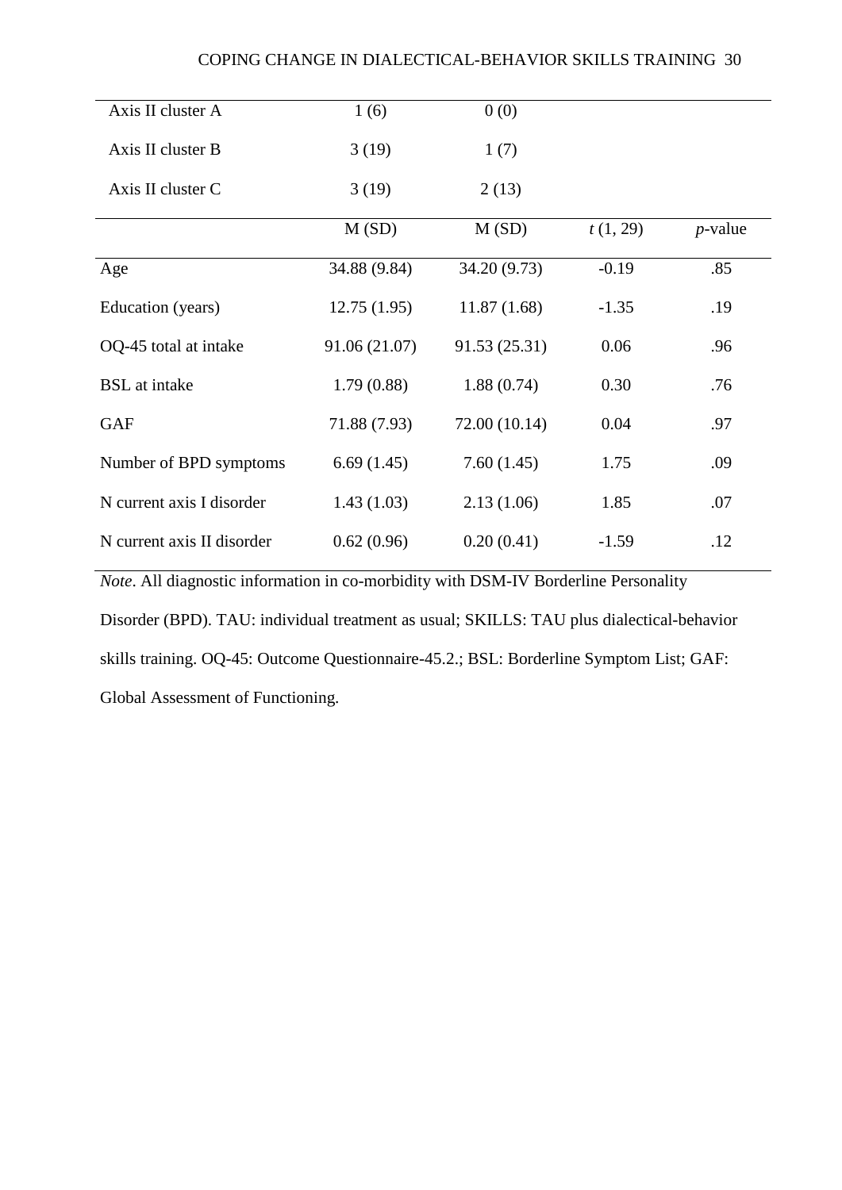| | | | | |
|---|---|---|---|---|
| Axis II cluster A | 1 (6) | 0 (0) | | |
| Axis II cluster B | 3 (19) | 1 (7) | | |
| Axis II cluster C | 3 (19) | 2 (13) | | |
| | M (SD) | M (SD) | *t* (1, 29) | *p*-value |
| Age | 34.88 (9.84) | 34.20 (9.73) | -0.19 | .85 |
| Education (years) | 12.75 (1.95) | 11.87 (1.68) | -1.35 | .19 |
| OQ-45 total at intake | 91.06 (21.07) | 91.53 (25.31) | 0.06 | .96 |
| BSL at intake | 1.79 (0.88) | 1.88 (0.74) | 0.30 | .76 |
| GAF | 71.88 (7.93) | 72.00 (10.14) | 0.04 | .97 |
| Number of BPD symptoms | 6.69 (1.45) | 7.60 (1.45) | 1.75 | .09 |
| N current axis I disorder | 1.43 (1.03) | 2.13 (1.06) | 1.85 | .07 |
| N current axis II disorder | 0.62 (0.96) | 0.20 (0.41) | -1.59 | .12 |

*Note*. All diagnostic information in co-morbidity with DSM-IV Borderline Personality Disorder (BPD). TAU: individual treatment as usual; SKILLS: TAU plus dialectical-behavior skills training. OQ-45: Outcome Questionnaire-45.2.; BSL: Borderline Symptom List; GAF: Global Assessment of Functioning.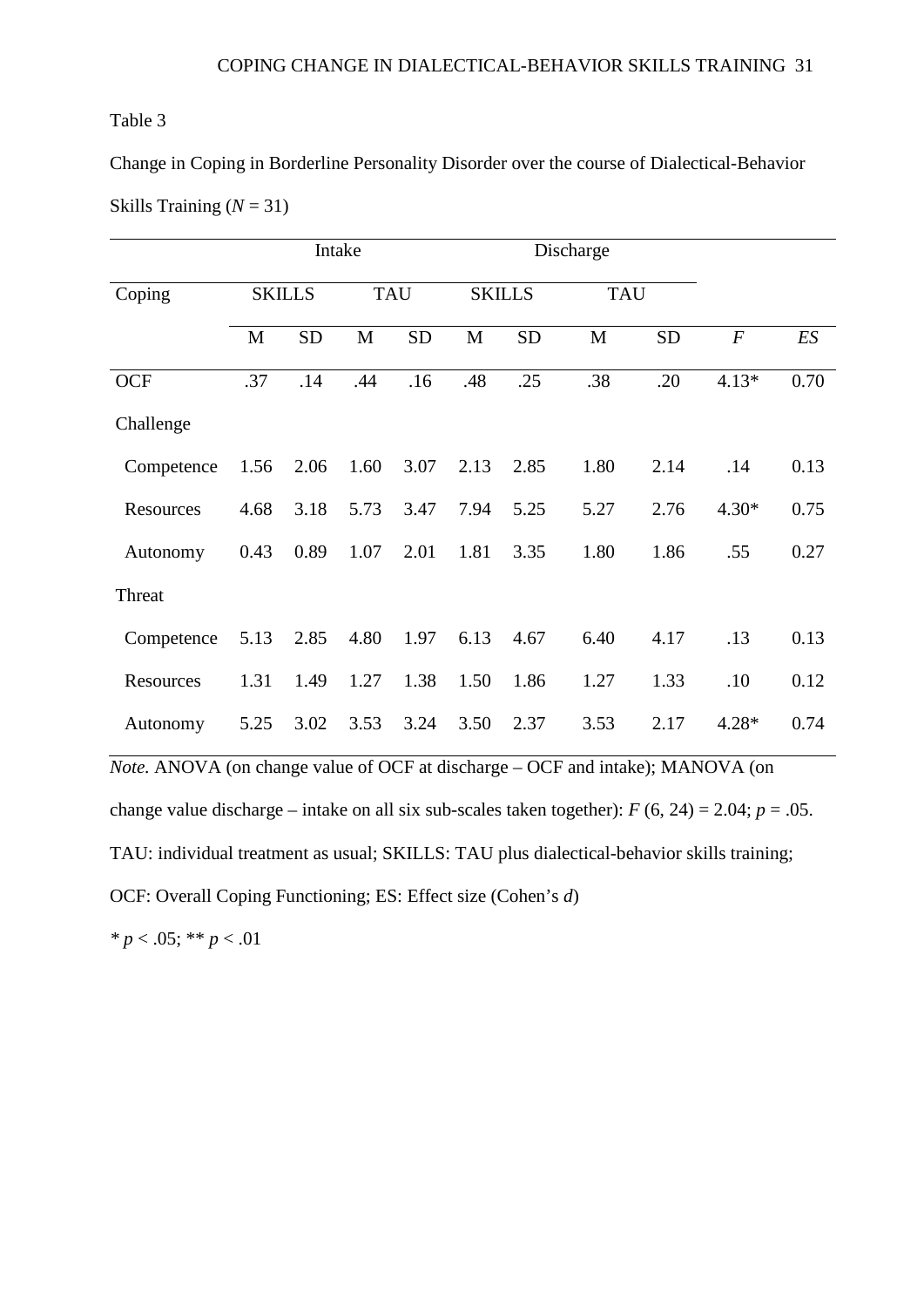Table 3

Change in Coping in Borderline Personality Disorder over the course of Dialectical-Behavior Skills Training (*N* = 31)

| | Intake | | | | Discharge | | | | | |
|---|---|---|---|---|---|---|---|---|---|---|
| Coping | SKILLS | | TAU | | SKILLS | | TAU | | | |
| | M | SD | M | SD | M | SD | M | SD | *F* | *ES* |
| OCF | .37 | .14 | .44 | .16 | .48 | .25 | .38 | .20 | 4.13* | 0.70 |
| Challenge | | | | | | | | | | |
| Competence | 1.56 | 2.06 | 1.60 | 3.07 | 2.13 | 2.85 | 1.80 | 2.14 | .14 | 0.13 |
| Resources | 4.68 | 3.18 | 5.73 | 3.47 | 7.94 | 5.25 | 5.27 | 2.76 | 4.30* | 0.75 |
| Autonomy | 0.43 | 0.89 | 1.07 | 2.01 | 1.81 | 3.35 | 1.80 | 1.86 | .55 | 0.27 |
| Threat | | | | | | | | | | |
| Competence | 5.13 | 2.85 | 4.80 | 1.97 | 6.13 | 4.67 | 6.40 | 4.17 | .13 | 0.13 |
| Resources | 1.31 | 1.49 | 1.27 | 1.38 | 1.50 | 1.86 | 1.27 | 1.33 | .10 | 0.12 |
| Autonomy | 5.25 | 3.02 | 3.53 | 3.24 | 3.50 | 2.37 | 3.53 | 2.17 | 4.28* | 0.74 |

*Note.* ANOVA (on change value of OCF at discharge – OCF and intake); MANOVA (on change value discharge – intake on all six sub-scales taken together): $F$ (6, 24) = 2.04; $p = .05$. TAU: individual treatment as usual; SKILLS: TAU plus dialectical-behavior skills training; OCF: Overall Coping Functioning; ES: Effect size (Cohen's *d*)

* $p < .05$; ** $p < .01$